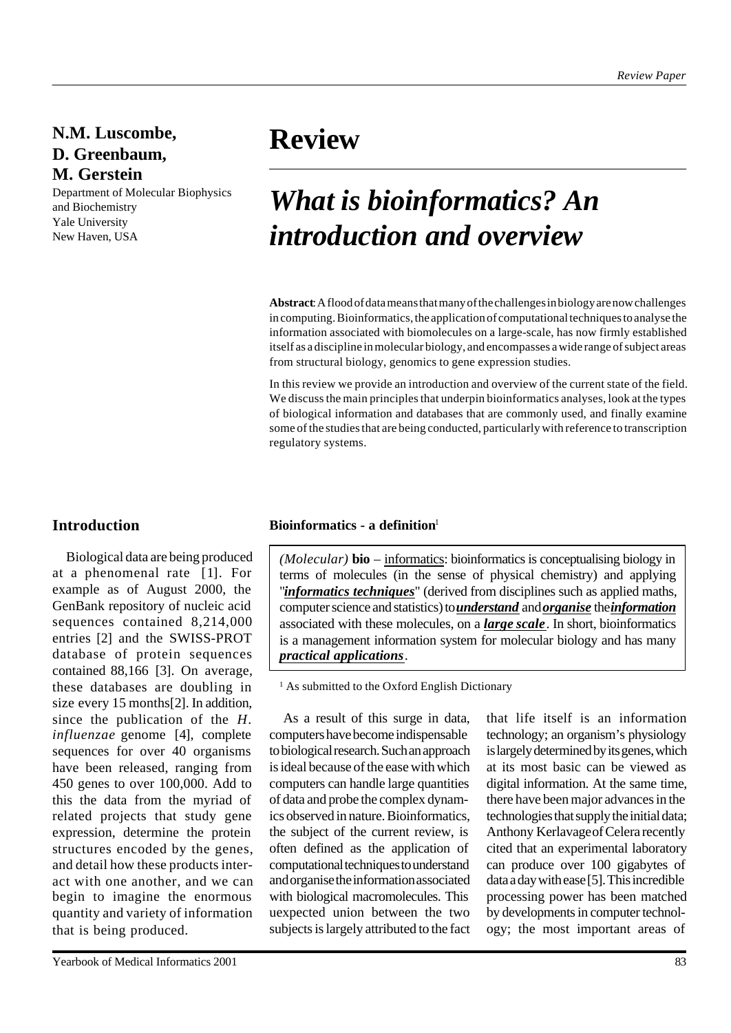N.M. Luscombe,
D. Greenbaum,
M. Gerstein

Department of Molecular Biophysics and Biochemistry
Yale University
New Haven, USA

# Review

# *What is bioinformatics? An introduction and overview*

**Abstract**: A flood of data means that many of the challenges in biology are now challenges in computing. Bioinformatics, the application of computational techniques to analyse the information associated with biomolecules on a large-scale, has now firmly established itself as a discipline in molecular biology, and encompasses a wide range of subject areas from structural biology, genomics to gene expression studies.

In this review we provide an introduction and overview of the current state of the field. We discuss the main principles that underpin bioinformatics analyses, look at the types of biological information and databases that are commonly used, and finally examine some of the studies that are being conducted, particularly with reference to transcription regulatory systems.

## Introduction

Biological data are being produced at a phenomenal rate [1]. For example as of August 2000, the GenBank repository of nucleic acid sequences contained 8,214,000 entries [2] and the SWISS-PROT database of protein sequences contained 88,166 [3]. On average, these databases are doubling in size every 15 months[2]. In addition, since the publication of the *H. influenzae* genome [4], complete sequences for over 40 organisms have been released, ranging from 450 genes to over 100,000. Add to this the data from the myriad of related projects that study gene expression, determine the protein structures encoded by the genes, and detail how these products interact with one another, and we can begin to imagine the enormous quantity and variety of information that is being produced.

**Bioinformatics - a definition**[1]

> *(Molecular)* **bio** – informatics: bioinformatics is conceptualising biology in terms of molecules (in the sense of physical chemistry) and applying "***informatics techniques***" (derived from disciplines such as applied maths, computer science and statistics) to ***understand*** and ***organise*** the ***information*** associated with these molecules, on a ***large scale***. In short, bioinformatics is a management information system for molecular biology and has many ***practical applications***.

[1] As submitted to the Oxford English Dictionary

As a result of this surge in data, computers have become indispensable to biological research. Such an approach is ideal because of the ease with which computers can handle large quantities of data and probe the complex dynamics observed in nature. Bioinformatics, the subject of the current review, is often defined as the application of computational techniques to understand and organise the information associated with biological macromolecules. This uexpected union between the two subjects is largely attributed to the fact that life itself is an information technology; an organism's physiology is largely determined by its genes, which at its most basic can be viewed as digital information. At the same time, there have been major advances in the technologies that supply the initial data; Anthony Kerlavage of Celera recently cited that an experimental laboratory can produce over 100 gigabytes of data a day with ease [5]. This incredible processing power has been matched by developments in computer technology; the most important areas of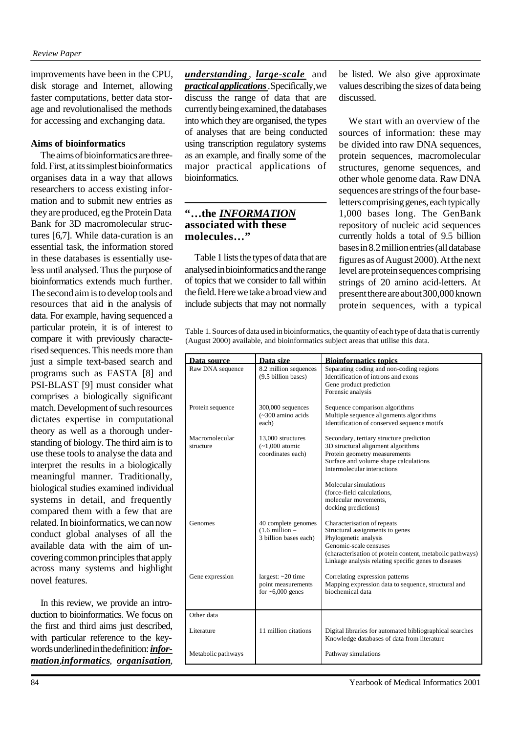improvements have been in the CPU, disk storage and Internet, allowing faster computations, better data storage and revolutionalised the methods for accessing and exchanging data.

### Aims of bioinformatics

The aims of bioinformatics are threefold. First, at its simplest bioinformatics organises data in a way that allows researchers to access existing information and to submit new entries as they are produced, eg the Protein Data Bank for 3D macromolecular structures [6,7]. While data-curation is an essential task, the information stored in these databases is essentially useless until analysed. Thus the purpose of bioinformatics extends much further. The second aim is to develop tools and resources that aid in the analysis of data. For example, having sequenced a particular protein, it is of interest to compare it with previously characterised sequences. This needs more than just a simple text-based search and programs such as FASTA [8] and PSI-BLAST [9] must consider what comprises a biologically significant match. Development of such resources dictates expertise in computational theory as well as a thorough understanding of biology. The third aim is to use these tools to analyse the data and interpret the results in a biologically meaningful manner. Traditionally, biological studies examined individual systems in detail, and frequently compared them with a few that are related. In bioinformatics, we can now conduct global analyses of all the available data with the aim of uncovering common principles that apply across many systems and highlight novel features.

In this review, we provide an introduction to bioinformatics. We focus on the first and third aims just described, with particular reference to the keywords underlined in the definition: ***information***, ***informatics***, ***organisation***, ***understanding***, ***large-scale*** and ***practical applications***. Specifically, we discuss the range of data that are currently being examined, the databases into which they are organised, the types of analyses that are being conducted using transcription regulatory systems as an example, and finally some of the major practical applications of bioinformatics.

## "...the *INFORMATION* associated with these molecules..."

Table 1 lists the types of data that are analysed in bioinformatics and the range of topics that we consider to fall within the field. Here we take a broad view and include subjects that may not normally be listed. We also give approximate values describing the sizes of data being discussed.

We start with an overview of the sources of information: these may be divided into raw DNA sequences, protein sequences, macromolecular structures, genome sequences, and other whole genome data. Raw DNA sequences are strings of the four base-letters comprising genes, each typically 1,000 bases long. The GenBank repository of nucleic acid sequences currently holds a total of 9.5 billion bases in 8.2 million entries (all database figures as of August 2000). At the next level are protein sequences comprising strings of 20 amino acid-letters. At present there are about 300,000 known protein sequences, with a typical

Table 1. Sources of data used in bioinformatics, the quantity of each type of data that is currently (August 2000) available, and bioinformatics subject areas that utilise this data.

| Data source | Data size | Bioinformatics topics |
|---|---|---|
| Raw DNA sequence | 8.2 million sequences (9.5 billion bases) | Separating coding and non-coding regions<br>Identification of introns and exons<br>Gene product prediction<br>Forensic analysis |
| Protein sequence | 300,000 sequences (~300 amino acids each) | Sequence comparison algorithms<br>Multiple sequence alignments algorithms<br>Identification of conserved sequence motifs |
| Macromolecular structure | 13,000 structures (~1,000 atomic coordinates each) | Secondary, tertiary structure prediction<br>3D structural alignment algorithms<br>Protein geometry measurements<br>Surface and volume shape calculations<br>Intermolecular interactions<br><br>Molecular simulations<br>(force-field calculations,<br>molecular movements,<br>docking predictions) |
| Genomes | 40 complete genomes (1.6 million – 3 billion bases each) | Characterisation of repeats<br>Structural assignments to genes<br>Phylogenetic analysis<br>Genomic-scale censuses<br>(characterisation of protein content, metabolic pathways)<br>Linkage analysis relating specific genes to diseases |
| Gene expression | largest: ~20 time point measurements for ~6,000 genes | Correlating expression patterns<br>Mapping expression data to sequence, structural and biochemical data |
| Other data | | |
| Literature | 11 million citations | Digital libraries for automated bibliographical searches<br>Knowledge databases of data from literature |
| Metabolic pathways | | Pathway simulations |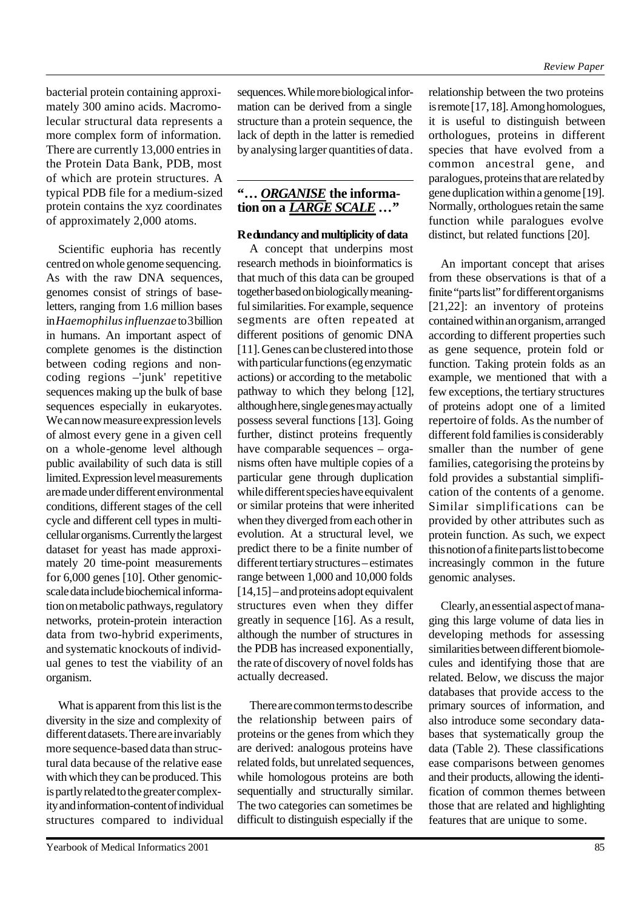bacterial protein containing approximately 300 amino acids. Macromolecular structural data represents a more complex form of information. There are currently 13,000 entries in the Protein Data Bank, PDB, most of which are protein structures. A typical PDB file for a medium-sized protein contains the xyz coordinates of approximately 2,000 atoms.

Scientific euphoria has recently centred on whole genome sequencing. As with the raw DNA sequences, genomes consist of strings of base-letters, ranging from 1.6 million bases in *Haemophilus influenzae* to 3 billion in humans. An important aspect of complete genomes is the distinction between coding regions and non-coding regions –'junk' repetitive sequences making up the bulk of base sequences especially in eukaryotes. We can now measure expression levels of almost every gene in a given cell on a whole-genome level although public availability of such data is still limited. Expression level measurements are made under different environmental conditions, different stages of the cell cycle and different cell types in multicellular organisms. Currently the largest dataset for yeast has made approximately 20 time-point measurements for 6,000 genes [10]. Other genomic-scale data include biochemical information on metabolic pathways, regulatory networks, protein-protein interaction data from two-hybrid experiments, and systematic knockouts of individual genes to test the viability of an organism.

What is apparent from this list is the diversity in the size and complexity of different datasets. There are invariably more sequence-based data than structural data because of the relative ease with which they can be produced. This is partly related to the greater complexity and information-content of individual structures compared to individual sequences. While more biological information can be derived from a single structure than a protein sequence, the lack of depth in the latter is remedied by analysing larger quantities of data.

## "… *ORGANISE* the information on a *LARGE SCALE* …"

### Redundancy and multiplicity of data

A concept that underpins most research methods in bioinformatics is that much of this data can be grouped together based on biologically meaningful similarities. For example, sequence segments are often repeated at different positions of genomic DNA [11]. Genes can be clustered into those with particular functions (eg enzymatic actions) or according to the metabolic pathway to which they belong [12], although here, single genes may actually possess several functions [13]. Going further, distinct proteins frequently have comparable sequences – organisms often have multiple copies of a particular gene through duplication while different species have equivalent or similar proteins that were inherited when they diverged from each other in evolution. At a structural level, we predict there to be a finite number of different tertiary structures – estimates range between 1,000 and 10,000 folds [14,15] – and proteins adopt equivalent structures even when they differ greatly in sequence [16]. As a result, although the number of structures in the PDB has increased exponentially, the rate of discovery of novel folds has actually decreased.

There are common terms to describe the relationship between pairs of proteins or the genes from which they are derived: analogous proteins have related folds, but unrelated sequences, while homologous proteins are both sequentially and structurally similar. The two categories can sometimes be difficult to distinguish especially if the relationship between the two proteins is remote [17, 18]. Among homologues, it is useful to distinguish between orthologues, proteins in different species that have evolved from a common ancestral gene, and paralogues, proteins that are related by gene duplication within a genome [19]. Normally, orthologues retain the same function while paralogues evolve distinct, but related functions [20].

An important concept that arises from these observations is that of a finite "parts list" for different organisms [21,22]: an inventory of proteins contained within an organism, arranged according to different properties such as gene sequence, protein fold or function. Taking protein folds as an example, we mentioned that with a few exceptions, the tertiary structures of proteins adopt one of a limited repertoire of folds. As the number of different fold families is considerably smaller than the number of gene families, categorising the proteins by fold provides a substantial simplification of the contents of a genome. Similar simplifications can be provided by other attributes such as protein function. As such, we expect this notion of a finite parts list to become increasingly common in the future genomic analyses.

Clearly, an essential aspect of managing this large volume of data lies in developing methods for assessing similarities between different biomolecules and identifying those that are related. Below, we discuss the major databases that provide access to the primary sources of information, and also introduce some secondary databases that systematically group the data (Table 2). These classifications ease comparisons between genomes and their products, allowing the identification of common themes between those that are related and highlighting features that are unique to some.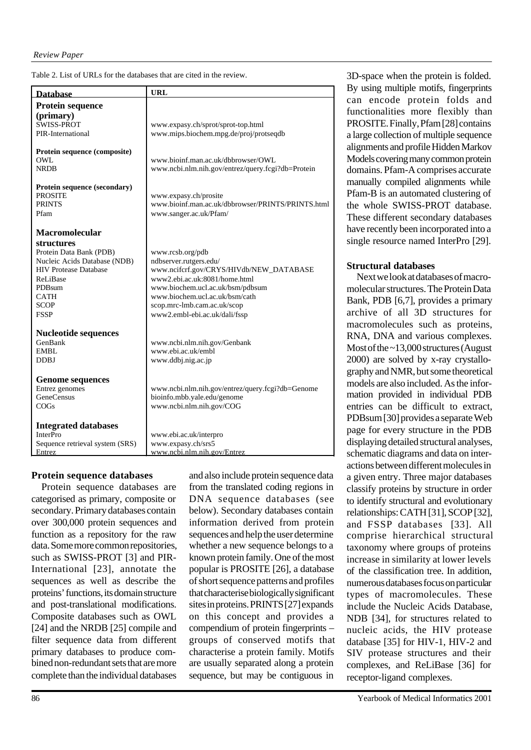Table 2. List of URLs for the databases that are cited in the review.

| Database | URL |
|---|---|
| **Protein sequence (primary)** | |
| SWISS-PROT | www.expasy.ch/sprot/sprot-top.html |
| PIR-International | www.mips.biochem.mpg.de/proj/protseqdb |
| **Protein sequence (composite)** | |
| OWL | www.bioinf.man.ac.uk/dbbrowser/OWL |
| NRDB | www.ncbi.nlm.nih.gov/entrez/query.fcgi?db=Protein |
| **Protein sequence (secondary)** | |
| PROSITE | www.expasy.ch/prosite |
| PRINTS | www.bioinf.man.ac.uk/dbbrowser/PRINTS/PRINTS.html |
| Pfam | www.sanger.ac.uk/Pfam/ |
| **Macromolecular structures** | |
| Protein Data Bank (PDB) | www.rcsb.org/pdb |
| Nucleic Acids Database (NDB) | ndbserver.rutgers.edu/ |
| HIV Protease Database | www.ncifcrf.gov/CRYS/HIVdb/NEW_DATABASE |
| ReLiBase | www2.ebi.ac.uk:8081/home.html |
| PDBsum | www.biochem.ucl.ac.uk/bsm/pdbsum |
| CATH | www.biochem.ucl.ac.uk/bsm/cath |
| SCOP | scop.mrc-lmb.cam.ac.uk/scop |
| FSSP | www2.embl-ebi.ac.uk/dali/fssp |
| **Nucleotide sequences** | |
| GenBank | www.ncbi.nlm.nih.gov/Genbank |
| EMBL | www.ebi.ac.uk/embl |
| DDBJ | www.ddbj.nig.ac.jp |
| **Genome sequences** | |
| Entrez genomes | www.ncbi.nlm.nih.gov/entrez/query.fcgi?db=Genome |
| GeneCensus | bioinfo.mbb.yale.edu/genome |
| COGs | www.ncbi.nlm.nih.gov/COG |
| **Integrated databases** | |
| InterPro | www.ebi.ac.uk/interpro |
| Sequence retrieval system (SRS) | www.expasy.ch/srs5 |
| Entrez | www.ncbi.nlm.nih.gov/Entrez |

## Protein sequence databases

Protein sequence databases are categorised as primary, composite or secondary. Primary databases contain over 300,000 protein sequences and function as a repository for the raw data. Some more common repositories, such as SWISS-PROT [3] and PIR-International [23], annotate the sequences as well as describe the proteins' functions, its domain structure and post-translational modifications. Composite databases such as OWL [24] and the NRDB [25] compile and filter sequence data from different primary databases to produce combined non-redundant sets that are more complete than the individual databases and also include protein sequence data from the translated coding regions in DNA sequence databases (see below). Secondary databases contain information derived from protein sequences and help the user determine whether a new sequence belongs to a known protein family. One of the most popular is PROSITE [26], a database of short sequence patterns and profiles that characterise biologically significant sites in proteins. PRINTS [27] expands on this concept and provides a compendium of protein fingerprints – groups of conserved motifs that characterise a protein family. Motifs are usually separated along a protein sequence, but may be contiguous in 3D-space when the protein is folded. By using multiple motifs, fingerprints can encode protein folds and functionalities more flexibly than PROSITE. Finally, Pfam [28] contains a large collection of multiple sequence alignments and profile Hidden Markov Models covering many common protein domains. Pfam-A comprises accurate manually compiled alignments while Pfam-B is an automated clustering of the whole SWISS-PROT database. These different secondary databases have recently been incorporated into a single resource named InterPro [29].

## Structural databases

Next we look at databases of macromolecular structures. The Protein Data Bank, PDB [6,7], provides a primary archive of all 3D structures for macromolecules such as proteins, RNA, DNA and various complexes. Most of the ~13,000 structures (August 2000) are solved by x-ray crystallography and NMR, but some theoretical models are also included. As the information provided in individual PDB entries can be difficult to extract, PDBsum [30] provides a separate Web page for every structure in the PDB displaying detailed structural analyses, schematic diagrams and data on interactions between different molecules in a given entry. Three major databases classify proteins by structure in order to identify structural and evolutionary relationships: CATH [31], SCOP [32], and FSSP databases [33]. All comprise hierarchical structural taxonomy where groups of proteins increase in similarity at lower levels of the classification tree. In addition, numerous databases focus on particular types of macromolecules. These include the Nucleic Acids Database, NDB [34], for structures related to nucleic acids, the HIV protease database [35] for HIV-1, HIV-2 and SIV protease structures and their complexes, and ReLiBase [36] for receptor-ligand complexes.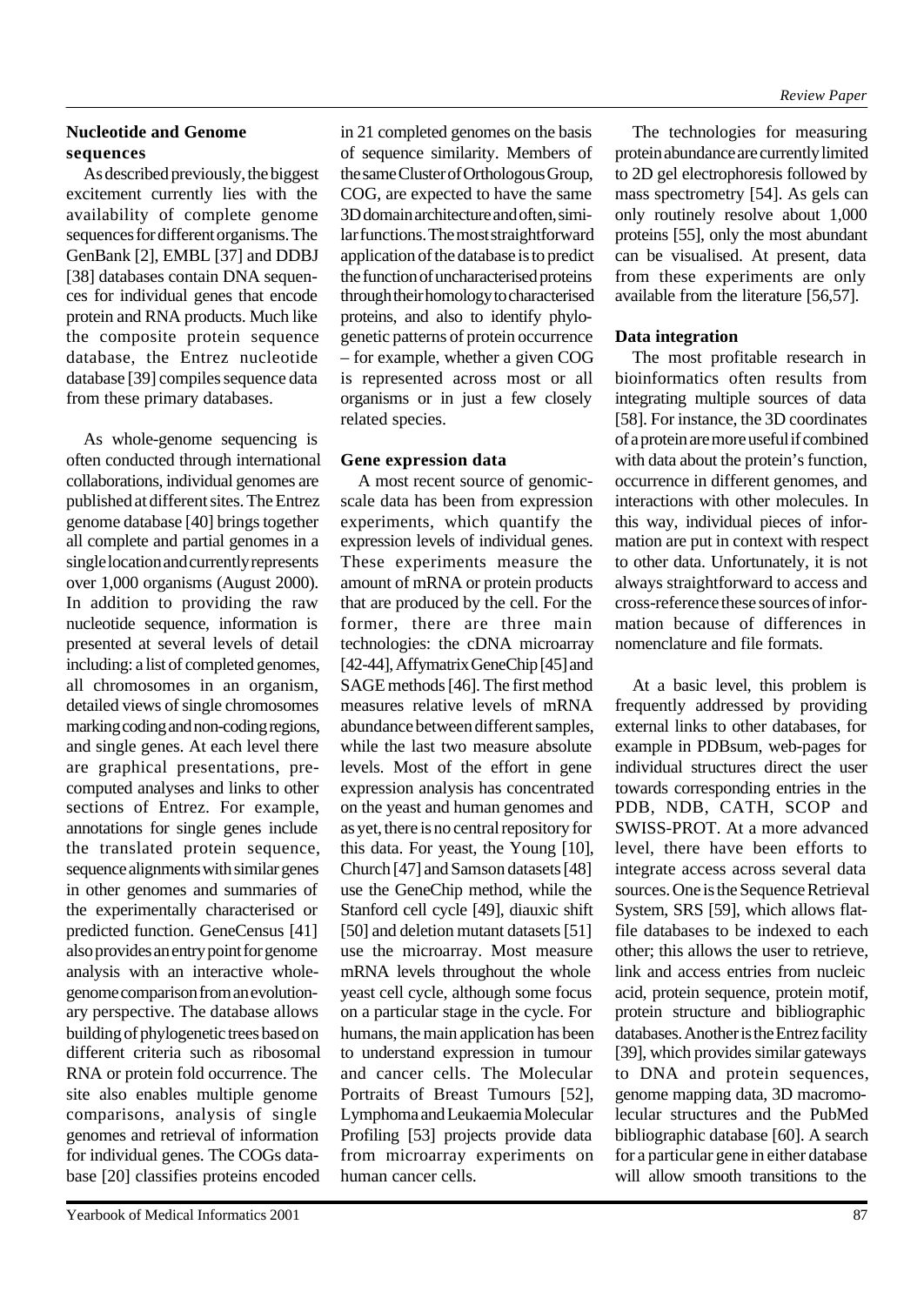### Nucleotide and Genome sequences

As described previously, the biggest excitement currently lies with the availability of complete genome sequences for different organisms. The GenBank [2], EMBL [37] and DDBJ [38] databases contain DNA sequences for individual genes that encode protein and RNA products. Much like the composite protein sequence database, the Entrez nucleotide database [39] compiles sequence data from these primary databases.

As whole-genome sequencing is often conducted through international collaborations, individual genomes are published at different sites. The Entrez genome database [40] brings together all complete and partial genomes in a single location and currently represents over 1,000 organisms (August 2000). In addition to providing the raw nucleotide sequence, information is presented at several levels of detail including: a list of completed genomes, all chromosomes in an organism, detailed views of single chromosomes marking coding and non-coding regions, and single genes. At each level there are graphical presentations, pre-computed analyses and links to other sections of Entrez. For example, annotations for single genes include the translated protein sequence, sequence alignments with similar genes in other genomes and summaries of the experimentally characterised or predicted function. GeneCensus [41] also provides an entry point for genome analysis with an interactive whole-genome comparison from an evolutionary perspective. The database allows building of phylogenetic trees based on different criteria such as ribosomal RNA or protein fold occurrence. The site also enables multiple genome comparisons, analysis of single genomes and retrieval of information for individual genes. The COGs database [20] classifies proteins encoded in 21 completed genomes on the basis of sequence similarity. Members of the same Cluster of Orthologous Group, COG, are expected to have the same 3D domain architecture and often, similar functions. The most straightforward application of the database is to predict the function of uncharacterised proteins through their homology to characterised proteins, and also to identify phylogenetic patterns of protein occurrence – for example, whether a given COG is represented across most or all organisms or in just a few closely related species.

### Gene expression data

A most recent source of genomic-scale data has been from expression experiments, which quantify the expression levels of individual genes. These experiments measure the amount of mRNA or protein products that are produced by the cell. For the former, there are three main technologies: the cDNA microarray [42-44], Affymatrix GeneChip [45] and SAGE methods [46]. The first method measures relative levels of mRNA abundance between different samples, while the last two measure absolute levels. Most of the effort in gene expression analysis has concentrated on the yeast and human genomes and as yet, there is no central repository for this data. For yeast, the Young [10], Church [47] and Samson datasets [48] use the GeneChip method, while the Stanford cell cycle [49], diauxic shift [50] and deletion mutant datasets [51] use the microarray. Most measure mRNA levels throughout the whole yeast cell cycle, although some focus on a particular stage in the cycle. For humans, the main application has been to understand expression in tumour and cancer cells. The Molecular Portraits of Breast Tumours [52], Lymphoma and Leukaemia Molecular Profiling [53] projects provide data from microarray experiments on human cancer cells.

The technologies for measuring protein abundance are currently limited to 2D gel electrophoresis followed by mass spectrometry [54]. As gels can only routinely resolve about 1,000 proteins [55], only the most abundant can be visualised. At present, data from these experiments are only available from the literature [56,57].

### Data integration

The most profitable research in bioinformatics often results from integrating multiple sources of data [58]. For instance, the 3D coordinates of a protein are more useful if combined with data about the protein's function, occurrence in different genomes, and interactions with other molecules. In this way, individual pieces of information are put in context with respect to other data. Unfortunately, it is not always straightforward to access and cross-reference these sources of information because of differences in nomenclature and file formats.

At a basic level, this problem is frequently addressed by providing external links to other databases, for example in PDBsum, web-pages for individual structures direct the user towards corresponding entries in the PDB, NDB, CATH, SCOP and SWISS-PROT. At a more advanced level, there have been efforts to integrate access across several data sources. One is the Sequence Retrieval System, SRS [59], which allows flat-file databases to be indexed to each other; this allows the user to retrieve, link and access entries from nucleic acid, protein sequence, protein motif, protein structure and bibliographic databases. Another is the Entrez facility [39], which provides similar gateways to DNA and protein sequences, genome mapping data, 3D macromolecular structures and the PubMed bibliographic database [60]. A search for a particular gene in either database will allow smooth transitions to the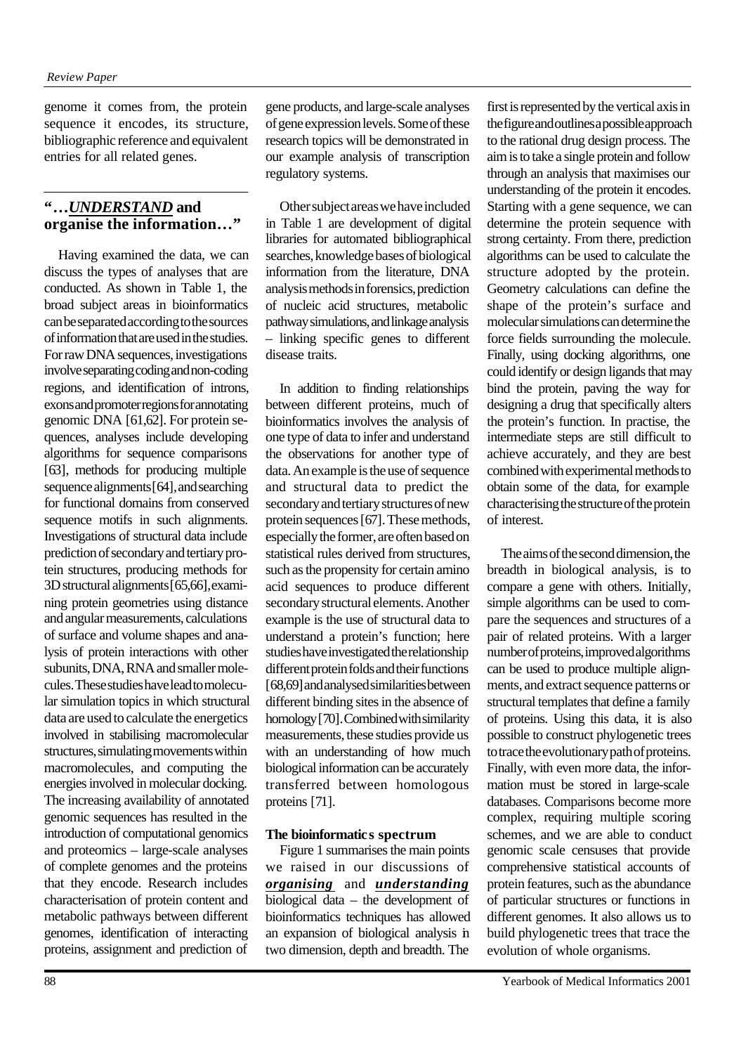genome it comes from, the protein sequence it encodes, its structure, bibliographic reference and equivalent entries for all related genes.

## "…*UNDERSTAND* and organise the information…"

Having examined the data, we can discuss the types of analyses that are conducted. As shown in Table 1, the broad subject areas in bioinformatics can be separated according to the sources of information that are used in the studies. For raw DNA sequences, investigations involve separating coding and non-coding regions, and identification of introns, exons and promoter regions for annotating genomic DNA [61,62]. For protein sequences, analyses include developing algorithms for sequence comparisons [63], methods for producing multiple sequence alignments [64], and searching for functional domains from conserved sequence motifs in such alignments. Investigations of structural data include prediction of secondary and tertiary protein structures, producing methods for 3D structural alignments [65,66], examining protein geometries using distance and angular measurements, calculations of surface and volume shapes and analysis of protein interactions with other subunits, DNA, RNA and smaller molecules. These studies have lead to molecular simulation topics in which structural data are used to calculate the energetics involved in stabilising macromolecular structures, simulating movements within macromolecules, and computing the energies involved in molecular docking. The increasing availability of annotated genomic sequences has resulted in the introduction of computational genomics and proteomics – large-scale analyses of complete genomes and the proteins that they encode. Research includes characterisation of protein content and metabolic pathways between different genomes, identification of interacting proteins, assignment and prediction of gene products, and large-scale analyses of gene expression levels. Some of these research topics will be demonstrated in our example analysis of transcription regulatory systems.

Other subject areas we have included in Table 1 are development of digital libraries for automated bibliographical searches, knowledge bases of biological information from the literature, DNA analysis methods in forensics, prediction of nucleic acid structures, metabolic pathway simulations, and linkage analysis – linking specific genes to different disease traits.

In addition to finding relationships between different proteins, much of bioinformatics involves the analysis of one type of data to infer and understand the observations for another type of data. An example is the use of sequence and structural data to predict the secondary and tertiary structures of new protein sequences [67]. These methods, especially the former, are often based on statistical rules derived from structures, such as the propensity for certain amino acid sequences to produce different secondary structural elements. Another example is the use of structural data to understand a protein's function; here studies have investigated the relationship different protein folds and their functions [68,69] and analysed similarities between different binding sites in the absence of homology [70]. Combined with similarity measurements, these studies provide us with an understanding of how much biological information can be accurately transferred between homologous proteins [71].

### The bioinformatics spectrum

Figure 1 summarises the main points we raised in our discussions of ***organising*** and ***understanding*** biological data – the development of bioinformatics techniques has allowed an expansion of biological analysis in two dimension, depth and breadth. The first is represented by the vertical axis in the figure and outlines a possible approach to the rational drug design process. The aim is to take a single protein and follow through an analysis that maximises our understanding of the protein it encodes. Starting with a gene sequence, we can determine the protein sequence with strong certainty. From there, prediction algorithms can be used to calculate the structure adopted by the protein. Geometry calculations can define the shape of the protein's surface and molecular simulations can determine the force fields surrounding the molecule. Finally, using docking algorithms, one could identify or design ligands that may bind the protein, paving the way for designing a drug that specifically alters the protein's function. In practise, the intermediate steps are still difficult to achieve accurately, and they are best combined with experimental methods to obtain some of the data, for example characterising the structure of the protein of interest.

The aims of the second dimension, the breadth in biological analysis, is to compare a gene with others. Initially, simple algorithms can be used to compare the sequences and structures of a pair of related proteins. With a larger number of proteins, improved algorithms can be used to produce multiple alignments, and extract sequence patterns or structural templates that define a family of proteins. Using this data, it is also possible to construct phylogenetic trees to trace the evolutionary path of proteins. Finally, with even more data, the information must be stored in large-scale databases. Comparisons become more complex, requiring multiple scoring schemes, and we are able to conduct genomic scale censuses that provide comprehensive statistical accounts of protein features, such as the abundance of particular structures or functions in different genomes. It also allows us to build phylogenetic trees that trace the evolution of whole organisms.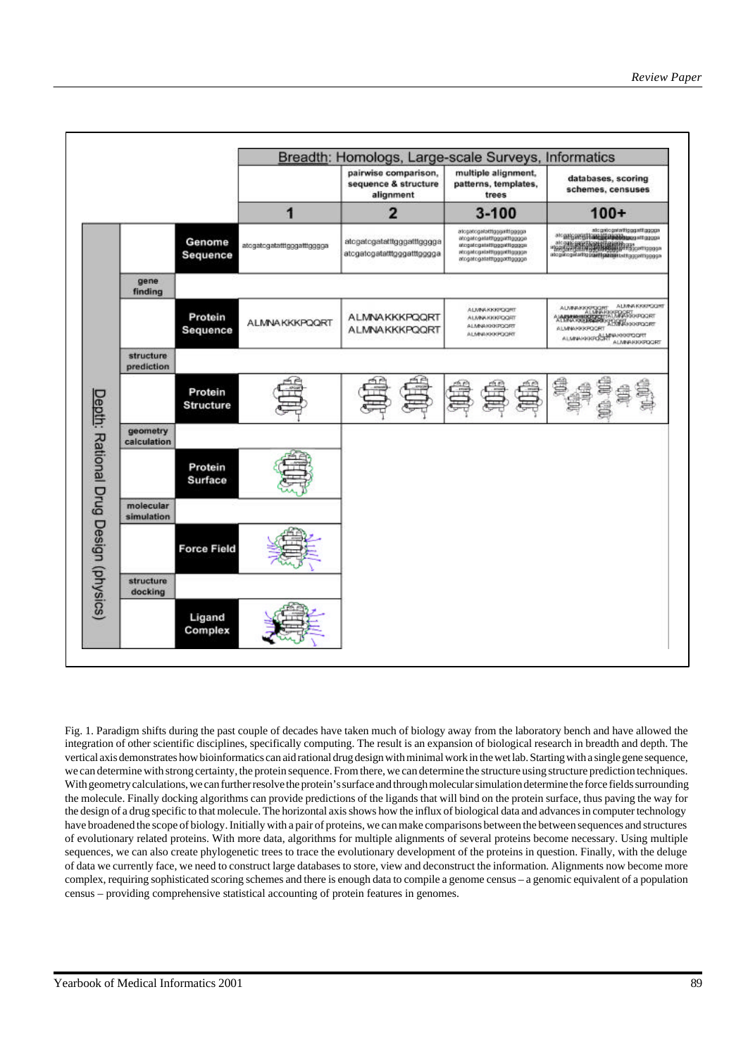| | | | Breadth: Homologs, Large-scale Surveys, Informatics | | | |
|---|---|---|---|---|---|---|
| | | | | pairwise comparison, sequence & structure alignment | multiple alignment, patterns, templates, trees | databases, scoring schemes, censuses |
| | | | 1 | 2 | 3-100 | 100+ |
| Depth: Rational Drug Design (physics) | | Genome Sequence | atcgatcgatatttgggatttgggga | atcgatcgatatttgggatttgggga atcgatcgatatttgggatttgggga | atcgatcgatatttgggatttgggga atcgatcgatatttgggatttgggga atcgatcgatatttgggatttgggga atcgatcgatatttgggatttgggga atcgatcgatatttgggatttgggga | |
| | gene finding | | | | | |
| | | Protein Sequence | ALMNAKKKPQQRT | ALMNAKKKPQQRT ALMNAKKKPQQRT | ALMNAKKKPQQRT ALMNAKKKPQQRT ALMNAKKKPQQRT ALMNAKKKPQQRT | |
| | structure prediction | | | | | |
| | | Protein Structure | | | | |
| | geometry calculation | | | | | |
| | | Protein Surface | | | | |
| | molecular simulation | | | | | |
| | | Force Field | | | | |
| | structure docking | | | | | |
| | | Ligand Complex | | | | |

Fig. 1. Paradigm shifts during the past couple of decades have taken much of biology away from the laboratory bench and have allowed the integration of other scientific disciplines, specifically computing. The result is an expansion of biological research in breadth and depth. The vertical axis demonstrates how bioinformatics can aid rational drug design with minimal work in the wet lab. Starting with a single gene sequence, we can determine with strong certainty, the protein sequence. From there, we can determine the structure using structure prediction techniques. With geometry calculations, we can further resolve the protein's surface and through molecular simulation determine the force fields surrounding the molecule. Finally docking algorithms can provide predictions of the ligands that will bind on the protein surface, thus paving the way for the design of a drug specific to that molecule. The horizontal axis shows how the influx of biological data and advances in computer technology have broadened the scope of biology. Initially with a pair of proteins, we can make comparisons between the between sequences and structures of evolutionary related proteins. With more data, algorithms for multiple alignments of several proteins become necessary. Using multiple sequences, we can also create phylogenetic trees to trace the evolutionary development of the proteins in question. Finally, with the deluge of data we currently face, we need to construct large databases to store, view and deconstruct the information. Alignments now become more complex, requiring sophisticated scoring schemes and there is enough data to compile a genome census – a genomic equivalent of a population census – providing comprehensive statistical accounting of protein features in genomes.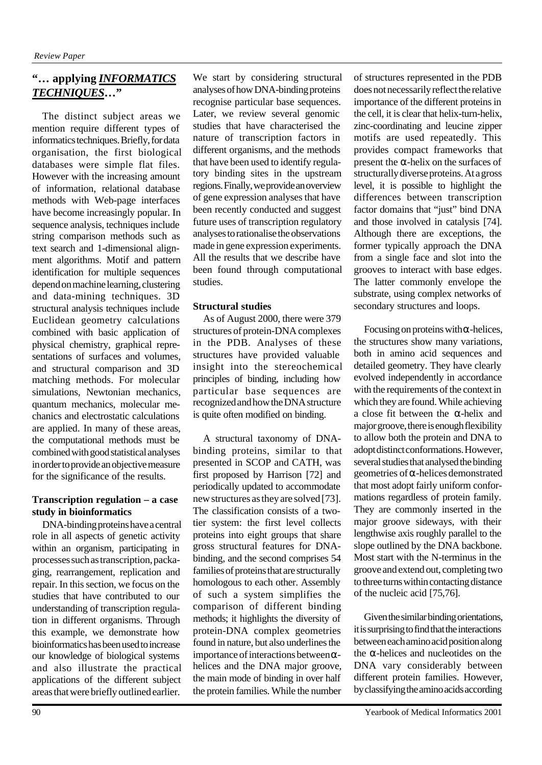## "… applying *INFORMATICS TECHNIQUES*…"

The distinct subject areas we mention require different types of informatics techniques. Briefly, for data organisation, the first biological databases were simple flat files. However with the increasing amount of information, relational database methods with Web-page interfaces have become increasingly popular. In sequence analysis, techniques include string comparison methods such as text search and 1-dimensional alignment algorithms. Motif and pattern identification for multiple sequences depend on machine learning, clustering and data-mining techniques. 3D structural analysis techniques include Euclidean geometry calculations combined with basic application of physical chemistry, graphical representations of surfaces and volumes, and structural comparison and 3D matching methods. For molecular simulations, Newtonian mechanics, quantum mechanics, molecular mechanics and electrostatic calculations are applied. In many of these areas, the computational methods must be combined with good statistical analyses in order to provide an objective measure for the significance of the results.

### Transcription regulation – a case study in bioinformatics

DNA-binding proteins have a central role in all aspects of genetic activity within an organism, participating in processes such as transcription, packaging, rearrangement, replication and repair. In this section, we focus on the studies that have contributed to our understanding of transcription regulation in different organisms. Through this example, we demonstrate how bioinformatics has been used to increase our knowledge of biological systems and also illustrate the practical applications of the different subject areas that were briefly outlined earlier. We start by considering structural analyses of how DNA-binding proteins recognise particular base sequences. Later, we review several genomic studies that have characterised the nature of transcription factors in different organisms, and the methods that have been used to identify regulatory binding sites in the upstream regions. Finally, we provide an overview of gene expression analyses that have been recently conducted and suggest future uses of transcription regulatory analyses to rationalise the observations made in gene expression experiments. All the results that we describe have been found through computational studies.

### Structural studies

As of August 2000, there were 379 structures of protein-DNA complexes in the PDB. Analyses of these structures have provided valuable insight into the stereochemical principles of binding, including how particular base sequences are recognized and how the DNA structure is quite often modified on binding.

A structural taxonomy of DNA-binding proteins, similar to that presented in SCOP and CATH, was first proposed by Harrison [72] and periodically updated to accommodate new structures as they are solved [73]. The classification consists of a two-tier system: the first level collects proteins into eight groups that share gross structural features for DNA-binding, and the second comprises 54 families of proteins that are structurally homologous to each other. Assembly of such a system simplifies the comparison of different binding methods; it highlights the diversity of protein-DNA complex geometries found in nature, but also underlines the importance of interactions between α-helices and the DNA major groove, the main mode of binding in over half the protein families. While the number of structures represented in the PDB does not necessarily reflect the relative importance of the different proteins in the cell, it is clear that helix-turn-helix, zinc-coordinating and leucine zipper motifs are used repeatedly. This provides compact frameworks that present the α-helix on the surfaces of structurally diverse proteins. At a gross level, it is possible to highlight the differences between transcription factor domains that "just" bind DNA and those involved in catalysis [74]. Although there are exceptions, the former typically approach the DNA from a single face and slot into the grooves to interact with base edges. The latter commonly envelope the substrate, using complex networks of secondary structures and loops.

Focusing on proteins with α-helices, the structures show many variations, both in amino acid sequences and detailed geometry. They have clearly evolved independently in accordance with the requirements of the context in which they are found. While achieving a close fit between the α-helix and major groove, there is enough flexibility to allow both the protein and DNA to adopt distinct conformations. However, several studies that analysed the binding geometries of α-helices demonstrated that most adopt fairly uniform conformations regardless of protein family. They are commonly inserted in the major groove sideways, with their lengthwise axis roughly parallel to the slope outlined by the DNA backbone. Most start with the N-terminus in the groove and extend out, completing two to three turns within contacting distance of the nucleic acid [75,76].

Given the similar binding orientations, it is surprising to find that the interactions between each amino acid position along the α-helices and nucleotides on the DNA vary considerably between different protein families. However, by classifying the amino acids according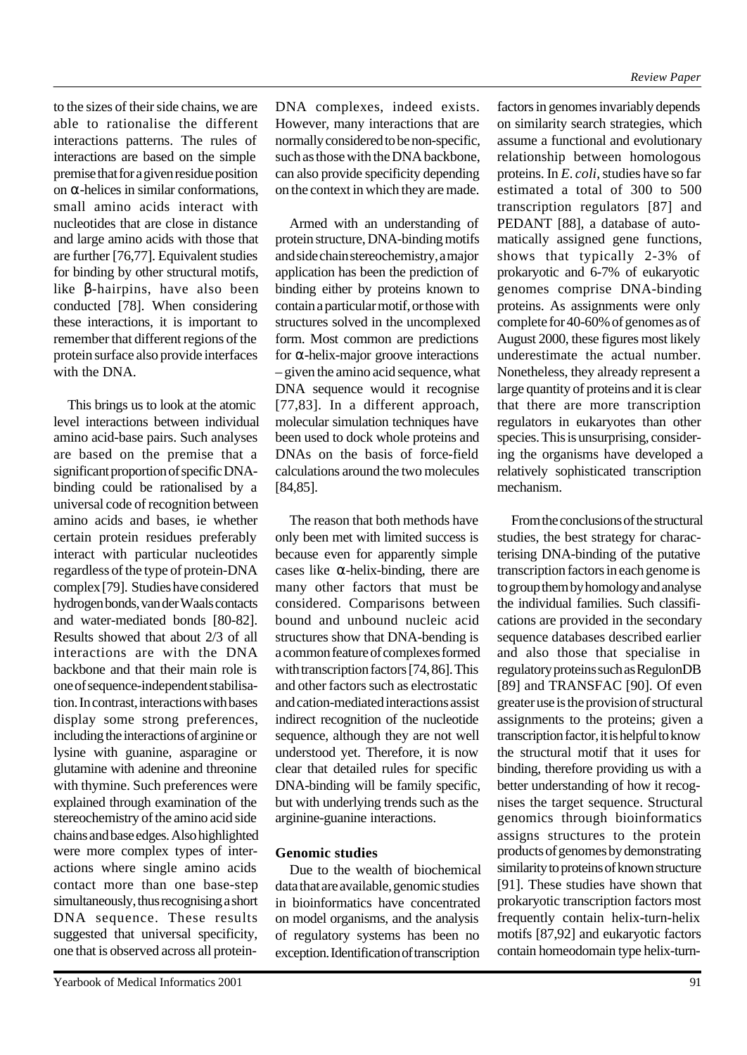to the sizes of their side chains, we are able to rationalise the different interactions patterns. The rules of interactions are based on the simple premise that for a given residue position on α-helices in similar conformations, small amino acids interact with nucleotides that are close in distance and large amino acids with those that are further [76,77]. Equivalent studies for binding by other structural motifs, like β-hairpins, have also been conducted [78]. When considering these interactions, it is important to remember that different regions of the protein surface also provide interfaces with the DNA.

This brings us to look at the atomic level interactions between individual amino acid-base pairs. Such analyses are based on the premise that a significant proportion of specific DNA-binding could be rationalised by a universal code of recognition between amino acids and bases, ie whether certain protein residues preferably interact with particular nucleotides regardless of the type of protein-DNA complex [79]. Studies have considered hydrogen bonds, van der Waals contacts and water-mediated bonds [80-82]. Results showed that about 2/3 of all interactions are with the DNA backbone and that their main role is one of sequence-independent stabilisation. In contrast, interactions with bases display some strong preferences, including the interactions of arginine or lysine with guanine, asparagine or glutamine with adenine and threonine with thymine. Such preferences were explained through examination of the stereochemistry of the amino acid side chains and base edges. Also highlighted were more complex types of interactions where single amino acids contact more than one base-step simultaneously, thus recognising a short DNA sequence. These results suggested that universal specificity, one that is observed across all protein-DNA complexes, indeed exists. However, many interactions that are normally considered to be non-specific, such as those with the DNA backbone, can also provide specificity depending on the context in which they are made.

Armed with an understanding of protein structure, DNA-binding motifs and side chain stereochemistry, a major application has been the prediction of binding either by proteins known to contain a particular motif, or those with structures solved in the uncomplexed form. Most common are predictions for α-helix-major groove interactions – given the amino acid sequence, what DNA sequence would it recognise [77,83]. In a different approach, molecular simulation techniques have been used to dock whole proteins and DNAs on the basis of force-field calculations around the two molecules [84,85].

The reason that both methods have only been met with limited success is because even for apparently simple cases like α-helix-binding, there are many other factors that must be considered. Comparisons between bound and unbound nucleic acid structures show that DNA-bending is a common feature of complexes formed with transcription factors [74, 86]. This and other factors such as electrostatic and cation-mediated interactions assist indirect recognition of the nucleotide sequence, although they are not well understood yet. Therefore, it is now clear that detailed rules for specific DNA-binding will be family specific, but with underlying trends such as the arginine-guanine interactions.

### Genomic studies

Due to the wealth of biochemical data that are available, genomic studies in bioinformatics have concentrated on model organisms, and the analysis of regulatory systems has been no exception. Identification of transcription factors in genomes invariably depends on similarity search strategies, which assume a functional and evolutionary relationship between homologous proteins. In *E. coli*, studies have so far estimated a total of 300 to 500 transcription regulators [87] and PEDANT [88], a database of automatically assigned gene functions, shows that typically 2-3% of prokaryotic and 6-7% of eukaryotic genomes comprise DNA-binding proteins. As assignments were only complete for 40-60% of genomes as of August 2000, these figures most likely underestimate the actual number. Nonetheless, they already represent a large quantity of proteins and it is clear that there are more transcription regulators in eukaryotes than other species. This is unsurprising, considering the organisms have developed a relatively sophisticated transcription mechanism.

From the conclusions of the structural studies, the best strategy for characterising DNA-binding of the putative transcription factors in each genome is to group them by homology and analyse the individual families. Such classifications are provided in the secondary sequence databases described earlier and also those that specialise in regulatory proteins such as RegulonDB [89] and TRANSFAC [90]. Of even greater use is the provision of structural assignments to the proteins; given a transcription factor, it is helpful to know the structural motif that it uses for binding, therefore providing us with a better understanding of how it recognises the target sequence. Structural genomics through bioinformatics assigns structures to the protein products of genomes by demonstrating similarity to proteins of known structure [91]. These studies have shown that prokaryotic transcription factors most frequently contain helix-turn-helix motifs [87,92] and eukaryotic factors contain homeodomain type helix-turn-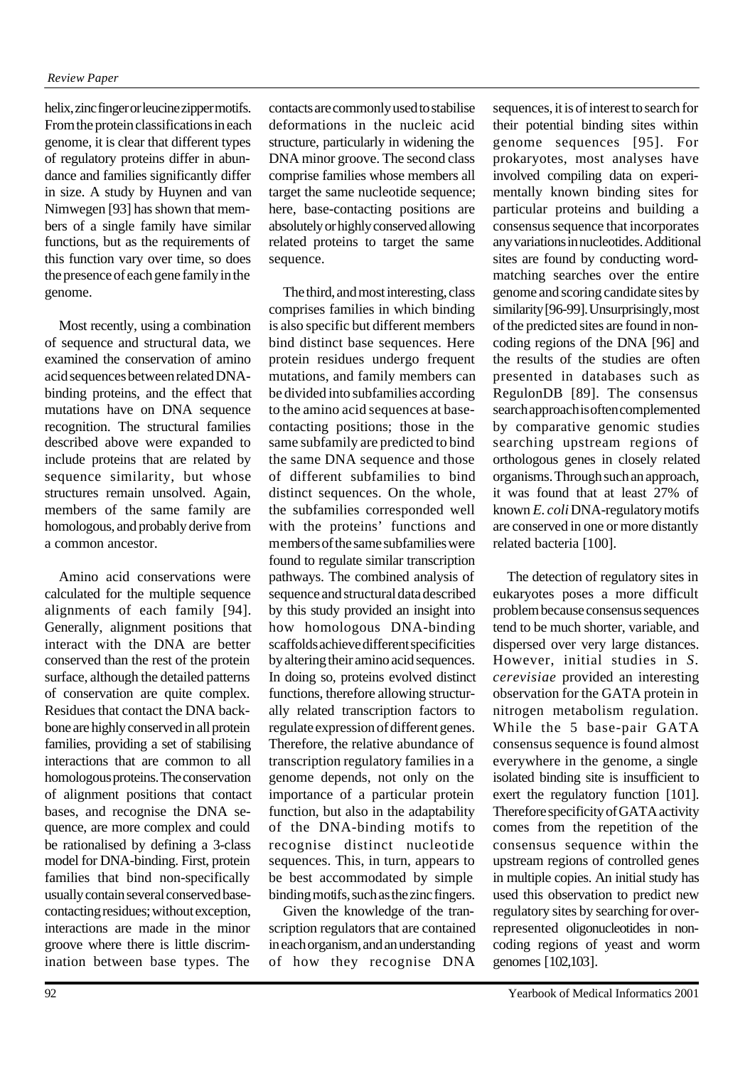helix, zinc finger or leucine zipper motifs. From the protein classifications in each genome, it is clear that different types of regulatory proteins differ in abundance and families significantly differ in size. A study by Huynen and van Nimwegen [93] has shown that members of a single family have similar functions, but as the requirements of this function vary over time, so does the presence of each gene family in the genome.

Most recently, using a combination of sequence and structural data, we examined the conservation of amino acid sequences between related DNA-binding proteins, and the effect that mutations have on DNA sequence recognition. The structural families described above were expanded to include proteins that are related by sequence similarity, but whose structures remain unsolved. Again, members of the same family are homologous, and probably derive from a common ancestor.

Amino acid conservations were calculated for the multiple sequence alignments of each family [94]. Generally, alignment positions that interact with the DNA are better conserved than the rest of the protein surface, although the detailed patterns of conservation are quite complex. Residues that contact the DNA backbone are highly conserved in all protein families, providing a set of stabilising interactions that are common to all homologous proteins. The conservation of alignment positions that contact bases, and recognise the DNA sequence, are more complex and could be rationalised by defining a 3-class model for DNA-binding. First, protein families that bind non-specifically usually contain several conserved base-contacting residues; without exception, interactions are made in the minor groove where there is little discrimination between base types. The contacts are commonly used to stabilise deformations in the nucleic acid structure, particularly in widening the DNA minor groove. The second class comprise families whose members all target the same nucleotide sequence; here, base-contacting positions are absolutely or highly conserved allowing related proteins to target the same sequence.

The third, and most interesting, class comprises families in which binding is also specific but different members bind distinct base sequences. Here protein residues undergo frequent mutations, and family members can be divided into subfamilies according to the amino acid sequences at base-contacting positions; those in the same subfamily are predicted to bind the same DNA sequence and those of different subfamilies to bind distinct sequences. On the whole, the subfamilies corresponded well with the proteins' functions and members of the same subfamilies were found to regulate similar transcription pathways. The combined analysis of sequence and structural data described by this study provided an insight into how homologous DNA-binding scaffolds achieve different specificities by altering their amino acid sequences. In doing so, proteins evolved distinct functions, therefore allowing structurally related transcription factors to regulate expression of different genes. Therefore, the relative abundance of transcription regulatory families in a genome depends, not only on the importance of a particular protein function, but also in the adaptability of the DNA-binding motifs to recognise distinct nucleotide sequences. This, in turn, appears to be best accommodated by simple binding motifs, such as the zinc fingers.

Given the knowledge of the transcription regulators that are contained in each organism, and an understanding of how they recognise DNA sequences, it is of interest to search for their potential binding sites within genome sequences [95]. For prokaryotes, most analyses have involved compiling data on experimentally known binding sites for particular proteins and building a consensus sequence that incorporates any variations in nucleotides. Additional sites are found by conducting word-matching searches over the entire genome and scoring candidate sites by similarity [96-99]. Unsurprisingly, most of the predicted sites are found in non-coding regions of the DNA [96] and the results of the studies are often presented in databases such as RegulonDB [89]. The consensus search approach is often complemented by comparative genomic studies searching upstream regions of orthologous genes in closely related organisms. Through such an approach, it was found that at least 27% of known *E. coli* DNA-regulatory motifs are conserved in one or more distantly related bacteria [100].

The detection of regulatory sites in eukaryotes poses a more difficult problem because consensus sequences tend to be much shorter, variable, and dispersed over very large distances. However, initial studies in *S. cerevisiae* provided an interesting observation for the GATA protein in nitrogen metabolism regulation. While the 5 base-pair GATA consensus sequence is found almost everywhere in the genome, a single isolated binding site is insufficient to exert the regulatory function [101]. Therefore specificity of GATA activity comes from the repetition of the consensus sequence within the upstream regions of controlled genes in multiple copies. An initial study has used this observation to predict new regulatory sites by searching for over-represented oligonucleotides in non-coding regions of yeast and worm genomes [102,103].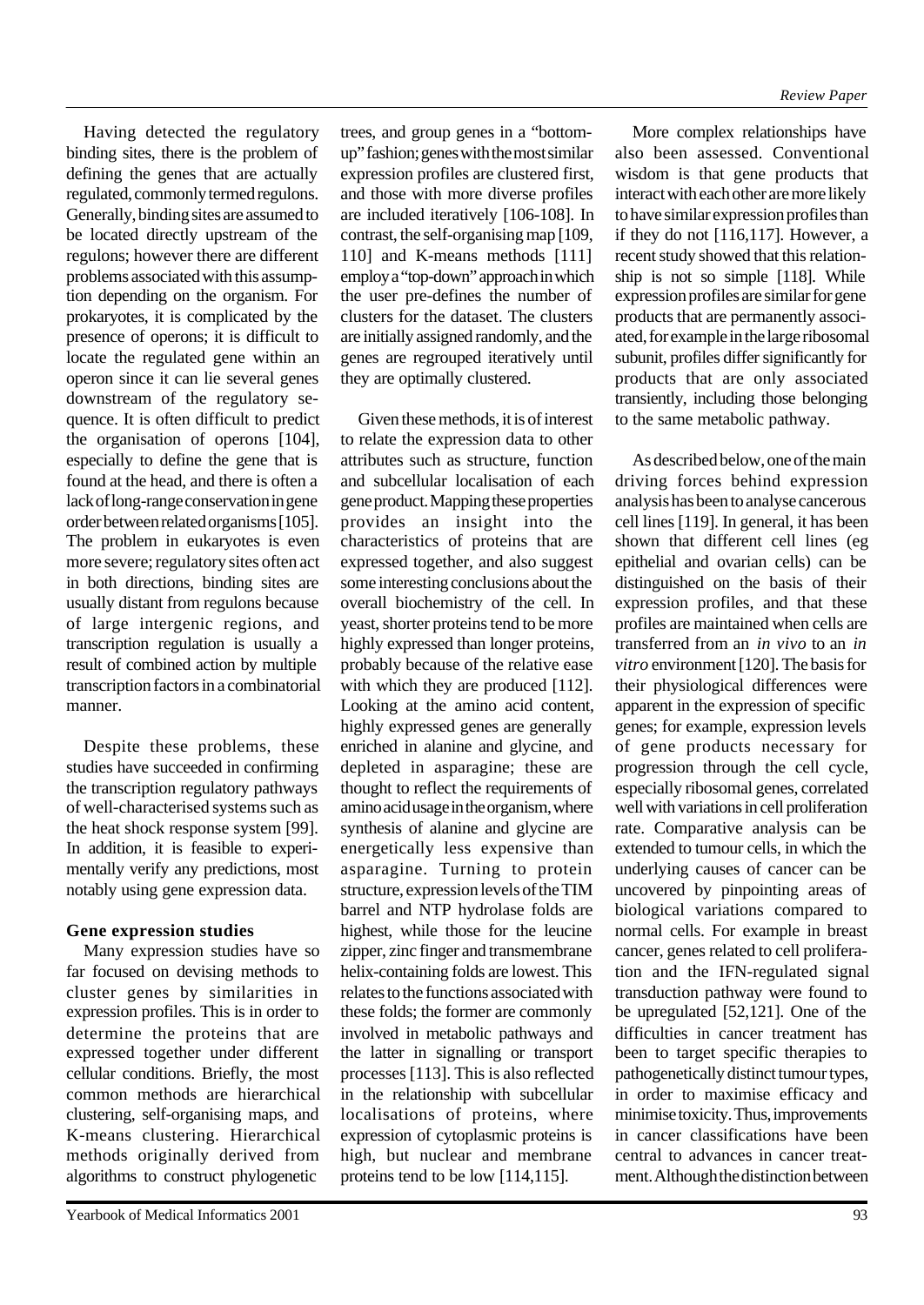Having detected the regulatory binding sites, there is the problem of defining the genes that are actually regulated, commonly termed regulons. Generally, binding sites are assumed to be located directly upstream of the regulons; however there are different problems associated with this assumption depending on the organism. For prokaryotes, it is complicated by the presence of operons; it is difficult to locate the regulated gene within an operon since it can lie several genes downstream of the regulatory sequence. It is often difficult to predict the organisation of operons [104], especially to define the gene that is found at the head, and there is often a lack of long-range conservation in gene order between related organisms [105]. The problem in eukaryotes is even more severe; regulatory sites often act in both directions, binding sites are usually distant from regulons because of large intergenic regions, and transcription regulation is usually a result of combined action by multiple transcription factors in a combinatorial manner.

Despite these problems, these studies have succeeded in confirming the transcription regulatory pathways of well-characterised systems such as the heat shock response system [99]. In addition, it is feasible to experimentally verify any predictions, most notably using gene expression data.

### Gene expression studies

Many expression studies have so far focused on devising methods to cluster genes by similarities in expression profiles. This is in order to determine the proteins that are expressed together under different cellular conditions. Briefly, the most common methods are hierarchical clustering, self-organising maps, and K-means clustering. Hierarchical methods originally derived from algorithms to construct phylogenetic trees, and group genes in a "bottom-up" fashion; genes with the most similar expression profiles are clustered first, and those with more diverse profiles are included iteratively [106-108]. In contrast, the self-organising map [109, 110] and K-means methods [111] employ a "top-down" approach in which the user pre-defines the number of clusters for the dataset. The clusters are initially assigned randomly, and the genes are regrouped iteratively until they are optimally clustered.

Given these methods, it is of interest to relate the expression data to other attributes such as structure, function and subcellular localisation of each gene product. Mapping these properties provides an insight into the characteristics of proteins that are expressed together, and also suggest some interesting conclusions about the overall biochemistry of the cell. In yeast, shorter proteins tend to be more highly expressed than longer proteins, probably because of the relative ease with which they are produced [112]. Looking at the amino acid content, highly expressed genes are generally enriched in alanine and glycine, and depleted in asparagine; these are thought to reflect the requirements of amino acid usage in the organism, where synthesis of alanine and glycine are energetically less expensive than asparagine. Turning to protein structure, expression levels of the TIM barrel and NTP hydrolase folds are highest, while those for the leucine zipper, zinc finger and transmembrane helix-containing folds are lowest. This relates to the functions associated with these folds; the former are commonly involved in metabolic pathways and the latter in signalling or transport processes [113]. This is also reflected in the relationship with subcellular localisations of proteins, where expression of cytoplasmic proteins is high, but nuclear and membrane proteins tend to be low [114,115].

More complex relationships have also been assessed. Conventional wisdom is that gene products that interact with each other are more likely to have similar expression profiles than if they do not [116,117]. However, a recent study showed that this relationship is not so simple [118]. While expression profiles are similar for gene products that are permanently associated, for example in the large ribosomal subunit, profiles differ significantly for products that are only associated transiently, including those belonging to the same metabolic pathway.

As described below, one of the main driving forces behind expression analysis has been to analyse cancerous cell lines [119]. In general, it has been shown that different cell lines (eg epithelial and ovarian cells) can be distinguished on the basis of their expression profiles, and that these profiles are maintained when cells are transferred from an *in vivo* to an *in vitro* environment [120]. The basis for their physiological differences were apparent in the expression of specific genes; for example, expression levels of gene products necessary for progression through the cell cycle, especially ribosomal genes, correlated well with variations in cell proliferation rate. Comparative analysis can be extended to tumour cells, in which the underlying causes of cancer can be uncovered by pinpointing areas of biological variations compared to normal cells. For example in breast cancer, genes related to cell proliferation and the IFN-regulated signal transduction pathway were found to be upregulated [52,121]. One of the difficulties in cancer treatment has been to target specific therapies to pathogenetically distinct tumour types, in order to maximise efficacy and minimise toxicity. Thus, improvements in cancer classifications have been central to advances in cancer treatment. Although the distinction between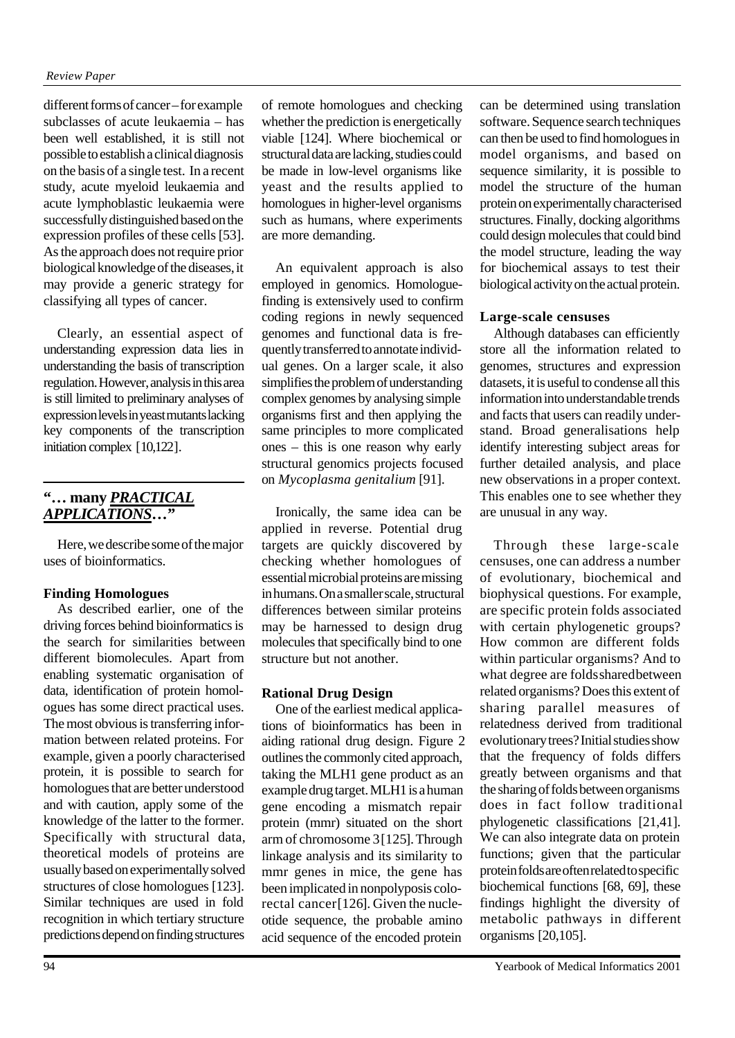different forms of cancer – for example subclasses of acute leukaemia – has been well established, it is still not possible to establish a clinical diagnosis on the basis of a single test. In a recent study, acute myeloid leukaemia and acute lymphoblastic leukaemia were successfully distinguished based on the expression profiles of these cells [53]. As the approach does not require prior biological knowledge of the diseases, it may provide a generic strategy for classifying all types of cancer.

Clearly, an essential aspect of understanding expression data lies in understanding the basis of transcription regulation. However, analysis in this area is still limited to preliminary analyses of expression levels in yeast mutants lacking key components of the transcription initiation complex [10,122].

## "… many *PRACTICAL APPLICATIONS*…"

Here, we describe some of the major uses of bioinformatics.

### Finding Homologues

As described earlier, one of the driving forces behind bioinformatics is the search for similarities between different biomolecules. Apart from enabling systematic organisation of data, identification of protein homologues has some direct practical uses. The most obvious is transferring information between related proteins. For example, given a poorly characterised protein, it is possible to search for homologues that are better understood and with caution, apply some of the knowledge of the latter to the former. Specifically with structural data, theoretical models of proteins are usually based on experimentally solved structures of close homologues [123]. Similar techniques are used in fold recognition in which tertiary structure predictions depend on finding structures of remote homologues and checking whether the prediction is energetically viable [124]. Where biochemical or structural data are lacking, studies could be made in low-level organisms like yeast and the results applied to homologues in higher-level organisms such as humans, where experiments are more demanding.

An equivalent approach is also employed in genomics. Homologue-finding is extensively used to confirm coding regions in newly sequenced genomes and functional data is frequently transferred to annotate individual genes. On a larger scale, it also simplifies the problem of understanding complex genomes by analysing simple organisms first and then applying the same principles to more complicated ones – this is one reason why early structural genomics projects focused on *Mycoplasma genitalium* [91].

Ironically, the same idea can be applied in reverse. Potential drug targets are quickly discovered by checking whether homologues of essential microbial proteins are missing in humans. On a smaller scale, structural differences between similar proteins may be harnessed to design drug molecules that specifically bind to one structure but not another.

### Rational Drug Design

One of the earliest medical applications of bioinformatics has been in aiding rational drug design. Figure 2 outlines the commonly cited approach, taking the MLH1 gene product as an example drug target. MLH1 is a human gene encoding a mismatch repair protein (mmr) situated on the short arm of chromosome 3 [125]. Through linkage analysis and its similarity to mmr genes in mice, the gene has been implicated in nonpolyposis colorectal cancer [126]. Given the nucleotide sequence, the probable amino acid sequence of the encoded protein can be determined using translation software. Sequence search techniques can then be used to find homologues in model organisms, and based on sequence similarity, it is possible to model the structure of the human protein on experimentally characterised structures. Finally, docking algorithms could design molecules that could bind the model structure, leading the way for biochemical assays to test their biological activity on the actual protein.

### Large-scale censuses

Although databases can efficiently store all the information related to genomes, structures and expression datasets, it is useful to condense all this information into understandable trends and facts that users can readily understand. Broad generalisations help identify interesting subject areas for further detailed analysis, and place new observations in a proper context. This enables one to see whether they are unusual in any way.

Through these large-scale censuses, one can address a number of evolutionary, biochemical and biophysical questions. For example, are specific protein folds associated with certain phylogenetic groups? How common are different folds within particular organisms? And to what degree are folds shared between related organisms? Does this extent of sharing parallel measures of relatedness derived from traditional evolutionary trees? Initial studies show that the frequency of folds differs greatly between organisms and that the sharing of folds between organisms does in fact follow traditional phylogenetic classifications [21,41]. We can also integrate data on protein functions; given that the particular protein folds are often related to specific biochemical functions [68, 69], these findings highlight the diversity of metabolic pathways in different organisms [20,105].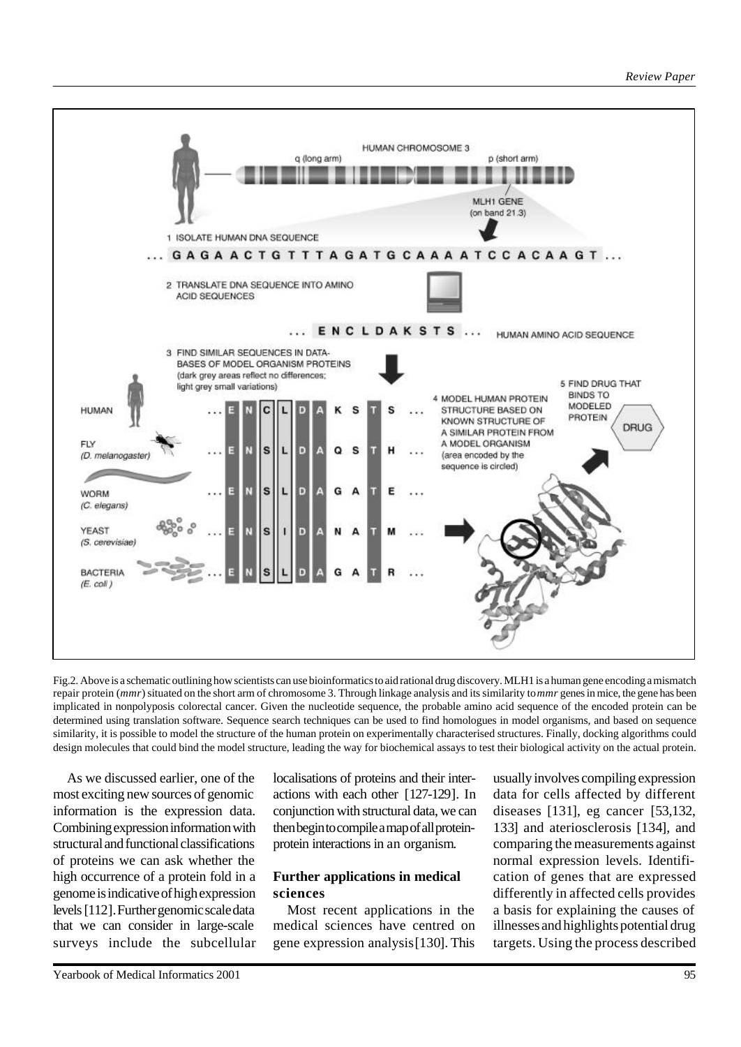Fig.2. Above is a schematic outlining how scientists can use bioinformatics to aid rational drug discovery. MLH1 is a human gene encoding a mismatch repair protein (*mmr*) situated on the short arm of chromosome 3. Through linkage analysis and its similarity to *mmr* genes in mice, the gene has been implicated in nonpolyposis colorectal cancer. Given the nucleotide sequence, the probable amino acid sequence of the encoded protein can be determined using translation software. Sequence search techniques can be used to find homologues in model organisms, and based on sequence similarity, it is possible to model the structure of the human protein on experimentally characterised structures. Finally, docking algorithms could design molecules that could bind the model structure, leading the way for biochemical assays to test their biological activity on the actual protein.

As we discussed earlier, one of the most exciting new sources of genomic information is the expression data. Combining expression information with structural and functional classifications of proteins we can ask whether the high occurrence of a protein fold in a genome is indicative of high expression levels [112]. Further genomic scale data that we can consider in large-scale surveys include the subcellular localisations of proteins and their interactions with each other [127-129]. In conjunction with structural data, we can then begin to compile a map of all protein-protein interactions in an organism.

## Further applications in medical sciences

Most recent applications in the medical sciences have centred on gene expression analysis [130]. This usually involves compiling expression data for cells affected by different diseases [131], eg cancer [53,132, 133] and ateriosclerosis [134], and comparing the measurements against normal expression levels. Identification of genes that are expressed differently in affected cells provides a basis for explaining the causes of illnesses and highlights potential drug targets. Using the process described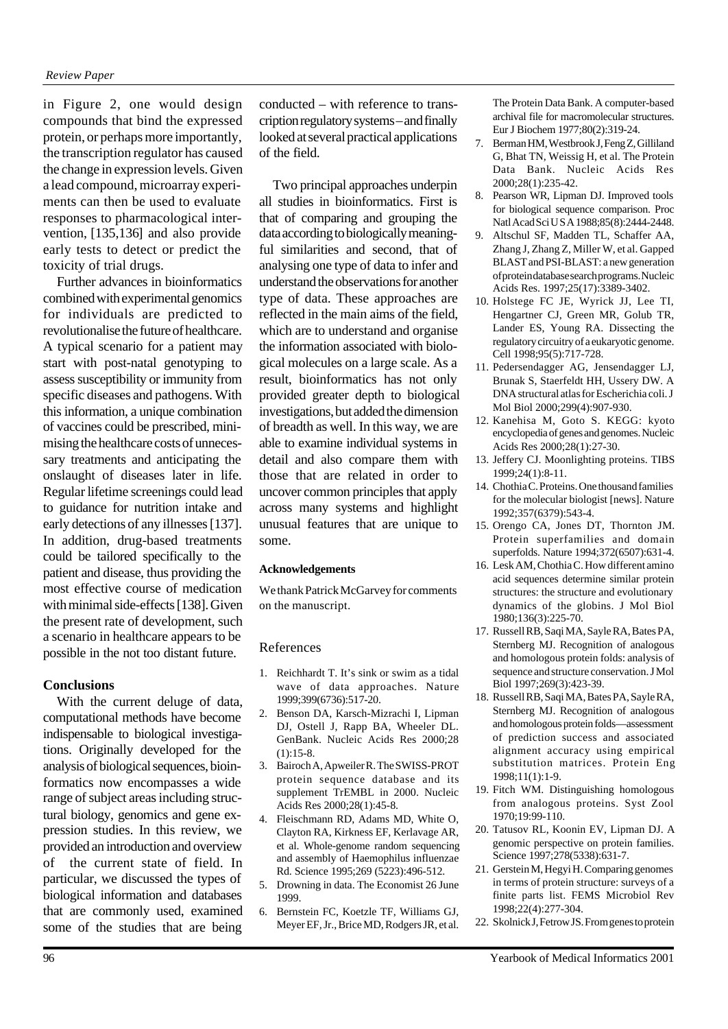in Figure 2, one would design compounds that bind the expressed protein, or perhaps more importantly, the transcription regulator has caused the change in expression levels. Given a lead compound, microarray experiments can then be used to evaluate responses to pharmacological intervention, [135,136] and also provide early tests to detect or predict the toxicity of trial drugs.

Further advances in bioinformatics combined with experimental genomics for individuals are predicted to revolutionalise the future of healthcare. A typical scenario for a patient may start with post-natal genotyping to assess susceptibility or immunity from specific diseases and pathogens. With this information, a unique combination of vaccines could be prescribed, minimising the healthcare costs of unnecessary treatments and anticipating the onslaught of diseases later in life. Regular lifetime screenings could lead to guidance for nutrition intake and early detections of any illnesses [137]. In addition, drug-based treatments could be tailored specifically to the patient and disease, thus providing the most effective course of medication with minimal side-effects [138]. Given the present rate of development, such a scenario in healthcare appears to be possible in the not too distant future.

## Conclusions

With the current deluge of data, computational methods have become indispensable to biological investigations. Originally developed for the analysis of biological sequences, bioinformatics now encompasses a wide range of subject areas including structural biology, genomics and gene expression studies. In this review, we provided an introduction and overview of the current state of field. In particular, we discussed the types of biological information and databases that are commonly used, examined some of the studies that are being conducted – with reference to transcription regulatory systems – and finally looked at several practical applications of the field.

Two principal approaches underpin all studies in bioinformatics. First is that of comparing and grouping the data according to biologically meaningful similarities and second, that of analysing one type of data to infer and understand the observations for another type of data. These approaches are reflected in the main aims of the field, which are to understand and organise the information associated with biological molecules on a large scale. As a result, bioinformatics has not only provided greater depth to biological investigations, but added the dimension of breadth as well. In this way, we are able to examine individual systems in detail and also compare them with those that are related in order to uncover common principles that apply across many systems and highlight unusual features that are unique to some.

**Acknowledgements**

We thank Patrick McGarvey for comments on the manuscript.

## References

1. Reichhardt T. It's sink or swim as a tidal wave of data approaches. Nature 1999;399(6736):517-20.
2. Benson DA, Karsch-Mizrachi I, Lipman DJ, Ostell J, Rapp BA, Wheeler DL. GenBank. Nucleic Acids Res 2000;28 (1):15-8.
3. Bairoch A, Apweiler R. The SWISS-PROT protein sequence database and its supplement TrEMBL in 2000. Nucleic Acids Res 2000;28(1):45-8.
4. Fleischmann RD, Adams MD, White O, Clayton RA, Kirkness EF, Kerlavage AR, et al. Whole-genome random sequencing and assembly of Haemophilus influenzae Rd. Science 1995;269 (5223):496-512.
5. Drowning in data. The Economist 26 June 1999.
6. Bernstein FC, Koetzle TF, Williams GJ, Meyer EF, Jr., Brice MD, Rodgers JR, et al. The Protein Data Bank. A computer-based archival file for macromolecular structures. Eur J Biochem 1977;80(2):319-24.
7. Berman HM, Westbrook J, Feng Z, Gilliland G, Bhat TN, Weissig H, et al. The Protein Data Bank. Nucleic Acids Res 2000;28(1):235-42.
8. Pearson WR, Lipman DJ. Improved tools for biological sequence comparison. Proc Natl Acad Sci U S A 1988;85(8):2444-2448.
9. Altschul SF, Madden TL, Schaffer AA, Zhang J, Zhang Z, Miller W, et al. Gapped BLAST and PSI-BLAST: a new generation of protein database search programs. Nucleic Acids Res. 1997;25(17):3389-3402.
10. Holstege FC JE, Wyrick JJ, Lee TI, Hengartner CJ, Green MR, Golub TR, Lander ES, Young RA. Dissecting the regulatory circuitry of a eukaryotic genome. Cell 1998;95(5):717-728.
11. Pedersendagger AG, Jensendagger LJ, Brunak S, Staerfeldt HH, Ussery DW. A DNA structural atlas for Escherichia coli. J Mol Biol 2000;299(4):907-930.
12. Kanehisa M, Goto S. KEGG: kyoto encyclopedia of genes and genomes. Nucleic Acids Res 2000;28(1):27-30.
13. Jeffery CJ. Moonlighting proteins. TIBS 1999;24(1):8-11.
14. Chothia C. Proteins. One thousand families for the molecular biologist [news]. Nature 1992;357(6379):543-4.
15. Orengo CA, Jones DT, Thornton JM. Protein superfamilies and domain superfolds. Nature 1994;372(6507):631-4.
16. Lesk AM, Chothia C. How different amino acid sequences determine similar protein structures: the structure and evolutionary dynamics of the globins. J Mol Biol 1980;136(3):225-70.
17. Russell RB, Saqi MA, Sayle RA, Bates PA, Sternberg MJ. Recognition of analogous and homologous protein folds: analysis of sequence and structure conservation. J Mol Biol 1997;269(3):423-39.
18. Russell RB, Saqi MA, Bates PA, Sayle RA, Sternberg MJ. Recognition of analogous and homologous protein folds—assessment of prediction success and associated alignment accuracy using empirical substitution matrices. Protein Eng 1998;11(1):1-9.
19. Fitch WM. Distinguishing homologous from analogous proteins. Syst Zool 1970;19:99-110.
20. Tatusov RL, Koonin EV, Lipman DJ. A genomic perspective on protein families. Science 1997;278(5338):631-7.
21. Gerstein M, Hegyi H. Comparing genomes in terms of protein structure: surveys of a finite parts list. FEMS Microbiol Rev 1998;22(4):277-304.
22. Skolnick J, Fetrow JS. From genes to protein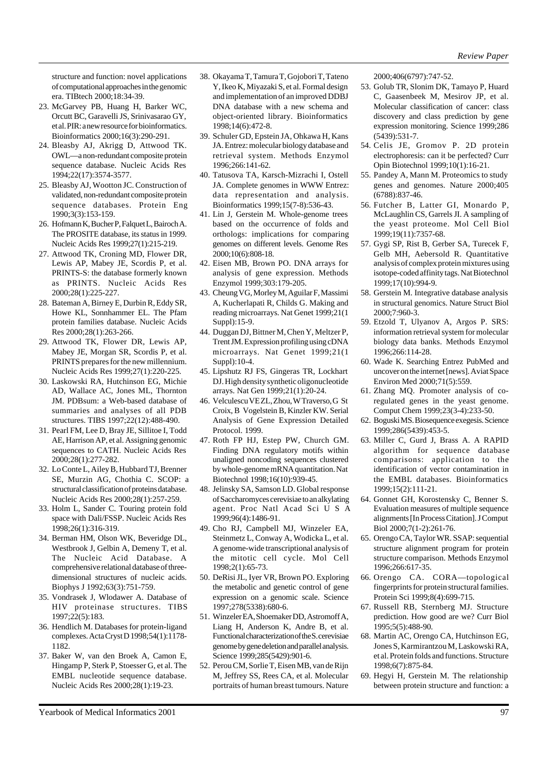structure and function: novel applications of computational approaches in the genomic era. TIBtech 2000;18:34-39.

23. McGarvey PB, Huang H, Barker WC, Orcutt BC, Garavelli JS, Srinivasarao GY, et al. PIR: a new resource for bioinformatics. Bioinformatics 2000;16(3):290-291.
24. Bleasby AJ, Akrigg D, Attwood TK. OWL—a non-redundant composite protein sequence database. Nucleic Acids Res 1994;22(17):3574-3577.
25. Bleasby AJ, Wootton JC. Construction of validated, non-redundant composite protein sequence databases. Protein Eng 1990;3(3):153-159.
26. Hofmann K, Bucher P, Falquet L, Bairoch A. The PROSITE database, its status in 1999. Nucleic Acids Res 1999;27(1):215-219.
27. Attwood TK, Croning MD, Flower DR, Lewis AP, Mabey JE, Scordis P, et al. PRINTS-S: the database formerly known as PRINTS. Nucleic Acids Res 2000;28(1):225-227.
28. Bateman A, Birney E, Durbin R, Eddy SR, Howe KL, Sonnhammer EL. The Pfam protein families database. Nucleic Acids Res 2000;28(1):263-266.
29. Attwood TK, Flower DR, Lewis AP, Mabey JE, Morgan SR, Scordis P, et al. PRINTS prepares for the new millennium. Nucleic Acids Res 1999;27(1):220-225.
30. Laskowski RA, Hutchinson EG, Michie AD, Wallace AC, Jones ML, Thornton JM. PDBsum: a Web-based database of summaries and analyses of all PDB structures. TIBS 1997;22(12):488-490.
31. Pearl FM, Lee D, Bray JE, Sillitoe I, Todd AE, Harrison AP, et al. Assigning genomic sequences to CATH. Nucleic Acids Res 2000;28(1):277-282.
32. Lo Conte L, Ailey B, Hubbard TJ, Brenner SE, Murzin AG, Chothia C. SCOP: a structural classification of proteins database. Nucleic Acids Res 2000;28(1):257-259.
33. Holm L, Sander C. Touring protein fold space with Dali/FSSP. Nucleic Acids Res 1998;26(1):316-319.
34. Berman HM, Olson WK, Beveridge DL, Westbrook J, Gelbin A, Demeny T, et al. The Nucleic Acid Database. A comprehensive relational database of three-dimensional structures of nucleic acids. Biophys J 1992;63(3):751-759.
35. Vondrasek J, Wlodawer A. Database of HIV proteinase structures. TIBS 1997;22(5):183.
36. Hendlich M. Databases for protein-ligand complexes. Acta Cryst D 1998;54(1):1178-1182.
37. Baker W, van den Broek A, Camon E, Hingamp P, Sterk P, Stoesser G, et al. The EMBL nucleotide sequence database. Nucleic Acids Res 2000;28(1):19-23.
38. Okayama T, Tamura T, Gojobori T, Tateno Y, Ikeo K, Miyazaki S, et al. Formal design and implementation of an improved DDBJ DNA database with a new schema and object-oriented library. Bioinformatics 1998;14(6):472-8.
39. Schuler GD, Epstein JA, Ohkawa H, Kans JA. Entrez: molecular biology database and retrieval system. Methods Enzymol 1996;266:141-62.
40. Tatusova TA, Karsch-Mizrachi I, Ostell JA. Complete genomes in WWW Entrez: data representation and analysis. Bioinformatics 1999;15(7-8):536-43.
41. Lin J, Gerstein M. Whole-genome trees based on the occurrence of folds and orthologs: implications for comparing genomes on different levels. Genome Res 2000;10(6):808-18.
42. Eisen MB, Brown PO. DNA arrays for analysis of gene expression. Methods Enzymol 1999;303:179-205.
43. Cheung VG, Morley M, Aguilar F, Massimi A, Kucherlapati R, Childs G. Making and reading microarrays. Nat Genet 1999;21(1 Suppl):15-9.
44. Duggan DJ, Bittner M, Chen Y, Meltzer P, Trent JM. Expression profiling using cDNA microarrays. Nat Genet 1999;21(1 Suppl):10-4.
45. Lipshutz RJ FS, Gingeras TR, Lockhart DJ. High density synthetic oligonucleotide arrays. Nat Gen 1999;21(1):20-24.
46. Velculescu VE ZL, Zhou, W Traverso, G St Croix, B Vogelstein B, Kinzler KW. Serial Analysis of Gene Expression Detailed Protocol. 1999.
47. Roth FP HJ, Estep PW, Church GM. Finding DNA regulatory motifs within unaligned noncoding sequences clustered by whole-genome mRNA quantitation. Nat Biotechnol 1998;16(10):939-45.
48. Jelinsky SA, Samson LD. Global response of Saccharomyces cerevisiae to an alkylating agent. Proc Natl Acad Sci U S A 1999;96(4):1486-91.
49. Cho RJ, Campbell MJ, Winzeler EA, Steinmetz L, Conway A, Wodicka L, et al. A genome-wide transcriptional analysis of the mitotic cell cycle. Mol Cell 1998;2(1):65-73.
50. DeRisi JL, Iyer VR, Brown PO. Exploring the metabolic and genetic control of gene expression on a genomic scale. Science 1997;278(5338):680-6.
51. Winzeler EA, Shoemaker DD, Astromoff A, Liang H, Anderson K, Andre B, et al. Functional characterization of the S. cerevisiae genome by gene deletion and parallel analysis. Science 1999;285(5429):901-6.
52. Perou CM, Sorlie T, Eisen MB, van de Rijn M, Jeffrey SS, Rees CA, et al. Molecular portraits of human breast tumours. Nature 2000;406(6797):747-52.
53. Golub TR, Slonim DK, Tamayo P, Huard C, Gaasenbeek M, Mesirov JP, et al. Molecular classification of cancer: class discovery and class prediction by gene expression monitoring. Science 1999;286 (5439):531-7.
54. Celis JE, Gromov P. 2D protein electrophoresis: can it be perfected? Curr Opin Biotechnol 1999;10(1):16-21.
55. Pandey A, Mann M. Proteomics to study genes and genomes. Nature 2000;405 (6788):837-46.
56. Futcher B, Latter GI, Monardo P, McLaughlin CS, Garrels JI. A sampling of the yeast proteome. Mol Cell Biol 1999;19(11):7357-68.
57. Gygi SP, Rist B, Gerber SA, Turecek F, Gelb MH, Aebersold R. Quantitative analysis of complex protein mixtures using isotope-coded affinity tags. Nat Biotechnol 1999;17(10):994-9.
58. Gerstein M. Integrative database analysis in structural genomics. Nature Struct Biol 2000;7:960-3.
59. Etzold T, Ulyanov A, Argos P. SRS: information retrieval system for molecular biology data banks. Methods Enzymol 1996;266:114-28.
60. Wade K. Searching Entrez PubMed and uncover on the internet [news]. Aviat Space Environ Med 2000;71(5):559.
61. Zhang MQ. Promoter analysis of co-regulated genes in the yeast genome. Comput Chem 1999;23(3-4):233-50.
62. Boguski MS. Biosequence exegesis. Science 1999;286(5439):453-5.
63. Miller C, Gurd J, Brass A. A RAPID algorithm for sequence database comparisons: application to the identification of vector contamination in the EMBL databases. Bioinformatics 1999;15(2):111-21.
64. Gonnet GH, Korostensky C, Benner S. Evaluation measures of multiple sequence alignments [In Process Citation]. J Comput Biol 2000;7(1-2):261-76.
65. Orengo CA, Taylor WR. SSAP: sequential structure alignment program for protein structure comparison. Methods Enzymol 1996;266:617-35.
66. Orengo CA. CORA—topological fingerprints for protein structural families. Protein Sci 1999;8(4):699-715.
67. Russell RB, Sternberg MJ. Structure prediction. How good are we? Curr Biol 1995;5(5):488-90.
68. Martin AC, Orengo CA, Hutchinson EG, Jones S, Karmirantzou M, Laskowski RA, et al. Protein folds and functions. Structure 1998;6(7):875-84.
69. Hegyi H, Gerstein M. The relationship between protein structure and function: a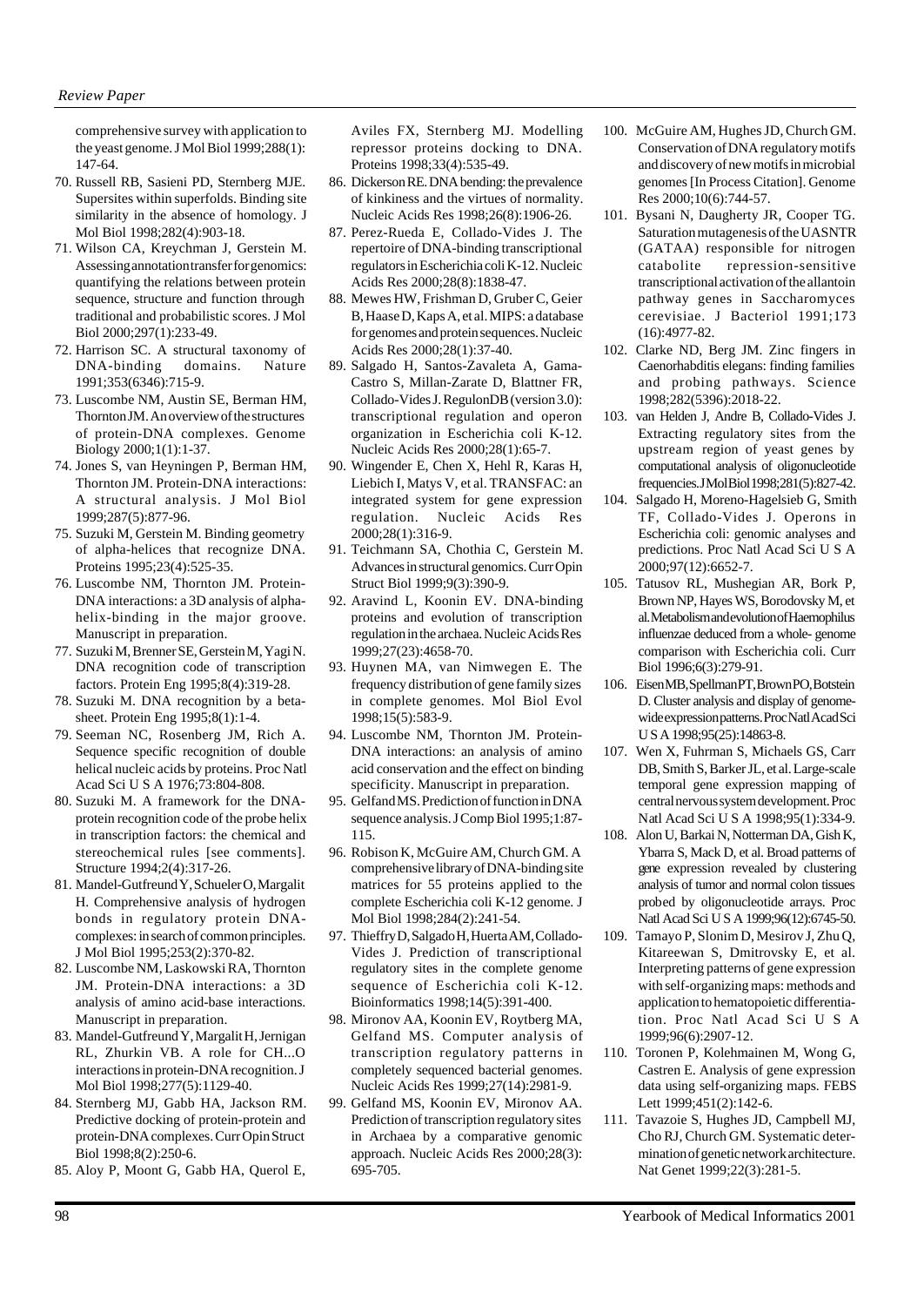comprehensive survey with application to the yeast genome. J Mol Biol 1999;288(1): 147-64.

70. Russell RB, Sasieni PD, Sternberg MJE. Supersites within superfolds. Binding site similarity in the absence of homology. J Mol Biol 1998;282(4):903-18.
71. Wilson CA, Kreychman J, Gerstein M. Assessing annotation transfer for genomics: quantifying the relations between protein sequence, structure and function through traditional and probabilistic scores. J Mol Biol 2000;297(1):233-49.
72. Harrison SC. A structural taxonomy of DNA-binding domains. Nature 1991;353(6346):715-9.
73. Luscombe NM, Austin SE, Berman HM, Thornton JM. An overview of the structures of protein-DNA complexes. Genome Biology 2000;1(1):1-37.
74. Jones S, van Heyningen P, Berman HM, Thornton JM. Protein-DNA interactions: A structural analysis. J Mol Biol 1999;287(5):877-96.
75. Suzuki M, Gerstein M. Binding geometry of alpha-helices that recognize DNA. Proteins 1995;23(4):525-35.
76. Luscombe NM, Thornton JM. Protein-DNA interactions: a 3D analysis of alpha-helix-binding in the major groove. Manuscript in preparation.
77. Suzuki M, Brenner SE, Gerstein M, Yagi N. DNA recognition code of transcription factors. Protein Eng 1995;8(4):319-28.
78. Suzuki M. DNA recognition by a beta-sheet. Protein Eng 1995;8(1):1-4.
79. Seeman NC, Rosenberg JM, Rich A. Sequence specific recognition of double helical nucleic acids by proteins. Proc Natl Acad Sci U S A 1976;73:804-808.
80. Suzuki M. A framework for the DNA-protein recognition code of the probe helix in transcription factors: the chemical and stereochemical rules [see comments]. Structure 1994;2(4):317-26.
81. Mandel-Gutfreund Y, Schueler O, Margalit H. Comprehensive analysis of hydrogen bonds in regulatory protein DNA-complexes: in search of common principles. J Mol Biol 1995;253(2):370-82.
82. Luscombe NM, Laskowski RA, Thornton JM. Protein-DNA interactions: a 3D analysis of amino acid-base interactions. Manuscript in preparation.
83. Mandel-Gutfreund Y, Margalit H, Jernigan RL, Zhurkin VB. A role for CH...O interactions in protein-DNA recognition. J Mol Biol 1998;277(5):1129-40.
84. Sternberg MJ, Gabb HA, Jackson RM. Predictive docking of protein-protein and protein-DNA complexes. Curr Opin Struct Biol 1998;8(2):250-6.
85. Aloy P, Moont G, Gabb HA, Querol E, Aviles FX, Sternberg MJ. Modelling repressor proteins docking to DNA. Proteins 1998;33(4):535-49.
86. Dickerson RE. DNA bending: the prevalence of kinkiness and the virtues of normality. Nucleic Acids Res 1998;26(8):1906-26.
87. Perez-Rueda E, Collado-Vides J. The repertoire of DNA-binding transcriptional regulators in Escherichia coli K-12. Nucleic Acids Res 2000;28(8):1838-47.
88. Mewes HW, Frishman D, Gruber C, Geier B, Haase D, Kaps A, et al. MIPS: a database for genomes and protein sequences. Nucleic Acids Res 2000;28(1):37-40.
89. Salgado H, Santos-Zavaleta A, Gama-Castro S, Millan-Zarate D, Blattner FR, Collado-Vides J. RegulonDB (version 3.0): transcriptional regulation and operon organization in Escherichia coli K-12. Nucleic Acids Res 2000;28(1):65-7.
90. Wingender E, Chen X, Hehl R, Karas H, Liebich I, Matys V, et al. TRANSFAC: an integrated system for gene expression regulation. Nucleic Acids Res 2000;28(1):316-9.
91. Teichmann SA, Chothia C, Gerstein M. Advances in structural genomics. Curr Opin Struct Biol 1999;9(3):390-9.
92. Aravind L, Koonin EV. DNA-binding proteins and evolution of transcription regulation in the archaea. Nucleic Acids Res 1999;27(23):4658-70.
93. Huynen MA, van Nimwegen E. The frequency distribution of gene family sizes in complete genomes. Mol Biol Evol 1998;15(5):583-9.
94. Luscombe NM, Thornton JM. Protein-DNA interactions: an analysis of amino acid conservation and the effect on binding specificity. Manuscript in preparation.
95. Gelfand MS. Prediction of function in DNA sequence analysis. J Comp Biol 1995;1:87-115.
96. Robison K, McGuire AM, Church GM. A comprehensive library of DNA-binding site matrices for 55 proteins applied to the complete Escherichia coli K-12 genome. J Mol Biol 1998;284(2):241-54.
97. Thieffry D, Salgado H, Huerta AM, Collado-Vides J. Prediction of transcriptional regulatory sites in the complete genome sequence of Escherichia coli K-12. Bioinformatics 1998;14(5):391-400.
98. Mironov AA, Koonin EV, Roytberg MA, Gelfand MS. Computer analysis of transcription regulatory patterns in completely sequenced bacterial genomes. Nucleic Acids Res 1999;27(14):2981-9.
99. Gelfand MS, Koonin EV, Mironov AA. Prediction of transcription regulatory sites in Archaea by a comparative genomic approach. Nucleic Acids Res 2000;28(3): 695-705.
100. McGuire AM, Hughes JD, Church GM. Conservation of DNA regulatory motifs and discovery of new motifs in microbial genomes [In Process Citation]. Genome Res 2000;10(6):744-57.
101. Bysani N, Daugherty JR, Cooper TG. Saturation mutagenesis of the UASNTR (GATAA) responsible for nitrogen catabolite repression-sensitive transcriptional activation of the allantoin pathway genes in Saccharomyces cerevisiae. J Bacteriol 1991;173 (16):4977-82.
102. Clarke ND, Berg JM. Zinc fingers in Caenorhabditis elegans: finding families and probing pathways. Science 1998;282(5396):2018-22.
103. van Helden J, Andre B, Collado-Vides J. Extracting regulatory sites from the upstream region of yeast genes by computational analysis of oligonucleotide frequencies. J Mol Biol 1998;281(5):827-42.
104. Salgado H, Moreno-Hagelsieb G, Smith TF, Collado-Vides J. Operons in Escherichia coli: genomic analyses and predictions. Proc Natl Acad Sci U S A 2000;97(12):6652-7.
105. Tatusov RL, Mushegian AR, Bork P, Brown NP, Hayes WS, Borodovsky M, et al. Metabolism and evolution of Haemophilus influenzae deduced from a whole- genome comparison with Escherichia coli. Curr Biol 1996;6(3):279-91.
106. Eisen MB, Spellman PT, Brown PO, Botstein D. Cluster analysis and display of genome-wide expression patterns. Proc Natl Acad Sci U S A 1998;95(25):14863-8.
107. Wen X, Fuhrman S, Michaels GS, Carr DB, Smith S, Barker JL, et al. Large-scale temporal gene expression mapping of central nervous system development. Proc Natl Acad Sci U S A 1998;95(1):334-9.
108. Alon U, Barkai N, Notterman DA, Gish K, Ybarra S, Mack D, et al. Broad patterns of gene expression revealed by clustering analysis of tumor and normal colon tissues probed by oligonucleotide arrays. Proc Natl Acad Sci U S A 1999;96(12):6745-50.
109. Tamayo P, Slonim D, Mesirov J, Zhu Q, Kitareewan S, Dmitrovsky E, et al. Interpreting patterns of gene expression with self-organizing maps: methods and application to hematopoietic differentiation. Proc Natl Acad Sci U S A 1999;96(6):2907-12.
110. Toronen P, Kolehmainen M, Wong G, Castren E. Analysis of gene expression data using self-organizing maps. FEBS Lett 1999;451(2):142-6.
111. Tavazoie S, Hughes JD, Campbell MJ, Cho RJ, Church GM. Systematic determination of genetic network architecture. Nat Genet 1999;22(3):281-5.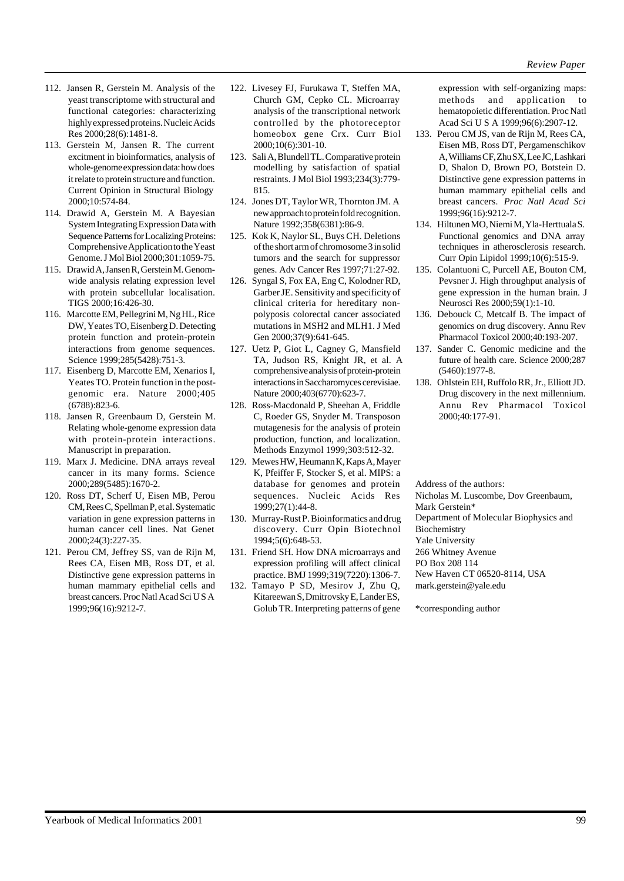112. Jansen R, Gerstein M. Analysis of the yeast transcriptome with structural and functional categories: characterizing highly expressed proteins. Nucleic Acids Res 2000;28(6):1481-8.
113. Gerstein M, Jansen R. The current excitment in bioinformatics, analysis of whole-genome expression data: how does it relate to protein structure and function. Current Opinion in Structural Biology 2000;10:574-84.
114. Drawid A, Gerstein M. A Bayesian System Integrating Expression Data with Sequence Patterns for Localizing Proteins: Comprehensive Application to the Yeast Genome. J Mol Biol 2000;301:1059-75.
115. Drawid A, Jansen R, Gerstein M. Genom-wide analysis relating expression level with protein subcellular localisation. TIGS 2000;16:426-30.
116. Marcotte EM, Pellegrini M, Ng HL, Rice DW, Yeates TO, Eisenberg D. Detecting protein function and protein-protein interactions from genome sequences. Science 1999;285(5428):751-3.
117. Eisenberg D, Marcotte EM, Xenarios I, Yeates TO. Protein function in the post-genomic era. Nature 2000;405 (6788):823-6.
118. Jansen R, Greenbaum D, Gerstein M. Relating whole-genome expression data with protein-protein interactions. Manuscript in preparation.
119. Marx J. Medicine. DNA arrays reveal cancer in its many forms. Science 2000;289(5485):1670-2.
120. Ross DT, Scherf U, Eisen MB, Perou CM, Rees C, Spellman P, et al. Systematic variation in gene expression patterns in human cancer cell lines. Nat Genet 2000;24(3):227-35.
121. Perou CM, Jeffrey SS, van de Rijn M, Rees CA, Eisen MB, Ross DT, et al. Distinctive gene expression patterns in human mammary epithelial cells and breast cancers. Proc Natl Acad Sci U S A 1999;96(16):9212-7.
122. Livesey FJ, Furukawa T, Steffen MA, Church GM, Cepko CL. Microarray analysis of the transcriptional network controlled by the photoreceptor homeobox gene Crx. Curr Biol 2000;10(6):301-10.
123. Sali A, Blundell TL. Comparative protein modelling by satisfaction of spatial restraints. J Mol Biol 1993;234(3):779-815.
124. Jones DT, Taylor WR, Thornton JM. A new approach to protein fold recognition. Nature 1992;358(6381):86-9.
125. Kok K, Naylor SL, Buys CH. Deletions of the short arm of chromosome 3 in solid tumors and the search for suppressor genes. Adv Cancer Res 1997;71:27-92.
126. Syngal S, Fox EA, Eng C, Kolodner RD, Garber JE. Sensitivity and specificity of clinical criteria for hereditary non-polyposis colorectal cancer associated mutations in MSH2 and MLH1. J Med Gen 2000;37(9):641-645.
127. Uetz P, Giot L, Cagney G, Mansfield TA, Judson RS, Knight JR, et al. A comprehensive analysis of protein-protein interactions in Saccharomyces cerevisiae. Nature 2000;403(6770):623-7.
128. Ross-Macdonald P, Sheehan A, Friddle C, Roeder GS, Snyder M. Transposon mutagenesis for the analysis of protein production, function, and localization. Methods Enzymol 1999;303:512-32.
129. Mewes HW, Heumann K, Kaps A, Mayer K, Pfeiffer F, Stocker S, et al. MIPS: a database for genomes and protein sequences. Nucleic Acids Res 1999;27(1):44-8.
130. Murray-Rust P. Bioinformatics and drug discovery. Curr Opin Biotechnol 1994;5(6):648-53.
131. Friend SH. How DNA microarrays and expression profiling will affect clinical practice. BMJ 1999;319(7220):1306-7.
132. Tamayo P SD, Mesirov J, Zhu Q, Kitareewan S, Dmitrovsky E, Lander ES, Golub TR. Interpreting patterns of gene expression with self-organizing maps: methods and application to hematopoietic differentiation. Proc Natl Acad Sci U S A 1999;96(6):2907-12.
133. Perou CM JS, van de Rijn M, Rees CA, Eisen MB, Ross DT, Pergamenschikov A, Williams CF, Zhu SX, Lee JC, Lashkari D, Shalon D, Brown PO, Botstein D. Distinctive gene expression patterns in human mammary epithelial cells and breast cancers. *Proc Natl Acad Sci* 1999;96(16):9212-7.
134. Hiltunen MO, Niemi M, Yla-Herttuala S. Functional genomics and DNA array techniques in atherosclerosis research. Curr Opin Lipidol 1999;10(6):515-9.
135. Colantuoni C, Purcell AE, Bouton CM, Pevsner J. High throughput analysis of gene expression in the human brain. J Neurosci Res 2000;59(1):1-10.
136. Debouck C, Metcalf B. The impact of genomics on drug discovery. Annu Rev Pharmacol Toxicol 2000;40:193-207.
137. Sander C. Genomic medicine and the future of health care. Science 2000;287 (5460):1977-8.
138. Ohlstein EH, Ruffolo RR, Jr., Elliott JD. Drug discovery in the next millennium. Annu Rev Pharmacol Toxicol 2000;40:177-91.

Address of the authors:
Nicholas M. Luscombe, Dov Greenbaum,
Mark Gerstein*
Department of Molecular Biophysics and Biochemistry
Yale University
266 Whitney Avenue
PO Box 208 114
New Haven CT 06520-8114, USA
mark.gerstein@yale.edu

*corresponding author